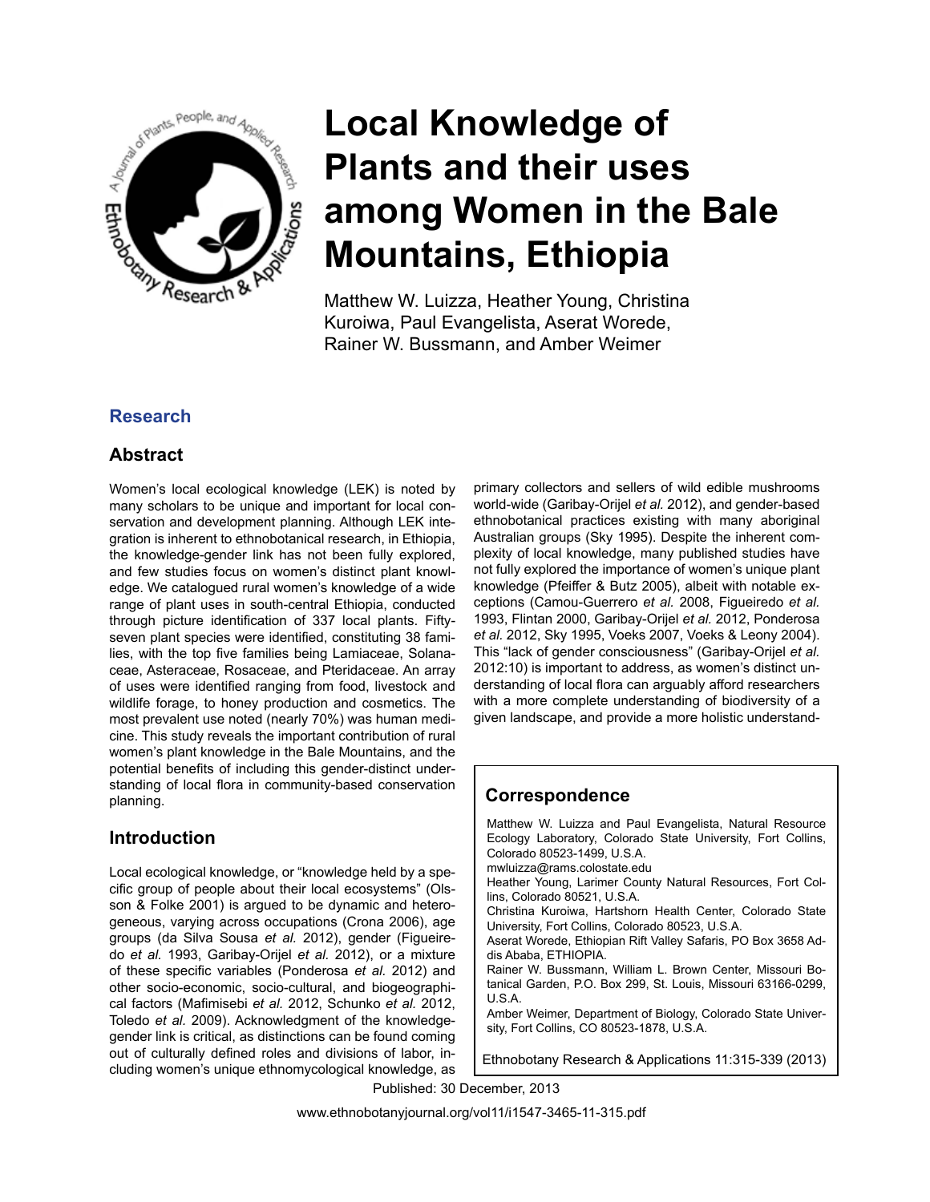# Local Knowledge of Plants and their uses among Women in the Bale Mountains, Ethiopia

Matthew W. Luizza, Heather Young, Christina Kuroiwa, Paul Evangelista, Aserat Worede, Rainer W. Bussmann, and Amber Weimer

## Research

## Abstract

Women's local ecological knowledge (LEK) is noted by many scholars to be unique and important for local conservation and development planning. Although LEK integration is inherent to ethnobotanical research, in Ethiopia, the knowledge-gender link has not been fully explored, and few studies focus on women's distinct plant knowledge. We catalogued rural women's knowledge of a wide range of plant uses in south-central Ethiopia, conducted through picture identification of 337 local plants. Fifty-seven plant species were identified, constituting 38 families, with the top five families being Lamiaceae, Solanaceae, Asteraceae, Rosaceae, and Pteridaceae. An array of uses were identified ranging from food, livestock and wildlife forage, to honey production and cosmetics. The most prevalent use noted (nearly 70%) was human medicine. This study reveals the important contribution of rural women's plant knowledge in the Bale Mountains, and the potential benefits of including this gender-distinct understanding of local flora in community-based conservation planning.

## Introduction

Local ecological knowledge, or "knowledge held by a specific group of people about their local ecosystems" (Olsson & Folke 2001) is argued to be dynamic and heterogeneous, varying across occupations (Crona 2006), age groups (da Silva Sousa *et al.* 2012), gender (Figueiredo *et al.* 1993, Garibay-Orijel *et al.* 2012), or a mixture of these specific variables (Ponderosa *et al.* 2012) and other socio-economic, socio-cultural, and biogeographical factors (Mafimisebi *et al.* 2012, Schunko *et al.* 2012, Toledo *et al.* 2009). Acknowledgment of the knowledge-gender link is critical, as distinctions can be found coming out of culturally defined roles and divisions of labor, including women's unique ethnomycological knowledge, as primary collectors and sellers of wild edible mushrooms world-wide (Garibay-Orijel *et al.* 2012), and gender-based ethnobotanical practices existing with many aboriginal Australian groups (Sky 1995). Despite the inherent complexity of local knowledge, many published studies have not fully explored the importance of women's unique plant knowledge (Pfeiffer & Butz 2005), albeit with notable exceptions (Camou-Guerrero *et al.* 2008, Figueiredo *et al.* 1993, Flintan 2000, Garibay-Orijel *et al.* 2012, Ponderosa *et al.* 2012, Sky 1995, Voeks 2007, Voeks & Leony 2004). This "lack of gender consciousness" (Garibay-Orijel *et al.* 2012:10) is important to address, as women's distinct understanding of local flora can arguably afford researchers with a more complete understanding of biodiversity of a given landscape, and provide a more holistic understand-

## Correspondence

Matthew W. Luizza and Paul Evangelista, Natural Resource Ecology Laboratory, Colorado State University, Fort Collins, Colorado 80523-1499, U.S.A.
mwluizza@rams.colostate.edu
Heather Young, Larimer County Natural Resources, Fort Collins, Colorado 80521, U.S.A.
Christina Kuroiwa, Hartshorn Health Center, Colorado State University, Fort Collins, Colorado 80523, U.S.A.
Aserat Worede, Ethiopian Rift Valley Safaris, PO Box 3658 Addis Ababa, ETHIOPIA.
Rainer W. Bussmann, William L. Brown Center, Missouri Botanical Garden, P.O. Box 299, St. Louis, Missouri 63166-0299, U.S.A.
Amber Weimer, Department of Biology, Colorado State University, Fort Collins, CO 80523-1878, U.S.A.

Ethnobotany Research & Applications 11:315-339 (2013)

Published: 30 December, 2013

www.ethnobotanyjournal.org/vol11/i1547-3465-11-315.pdf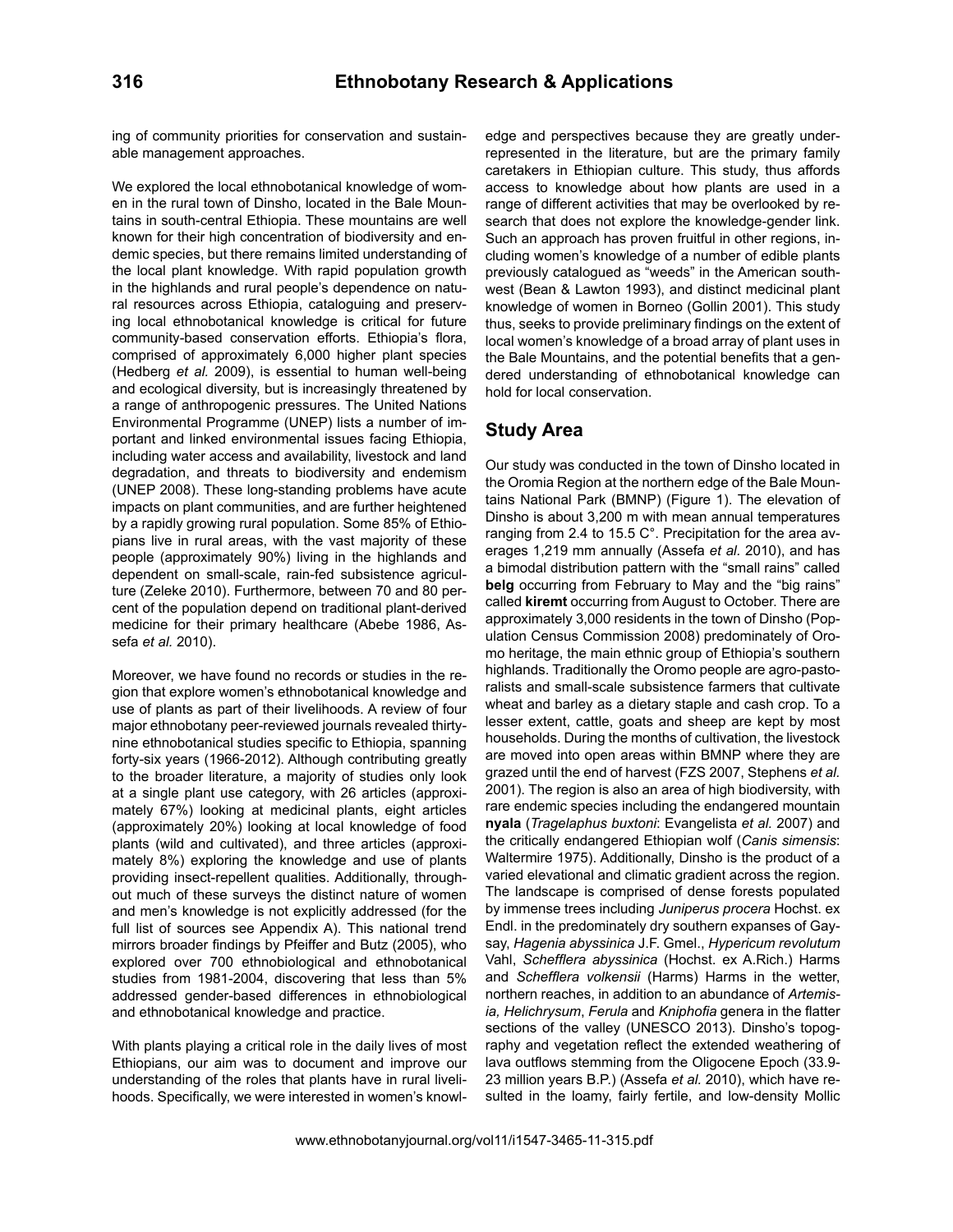ing of community priorities for conservation and sustainable management approaches.

We explored the local ethnobotanical knowledge of women in the rural town of Dinsho, located in the Bale Mountains in south-central Ethiopia. These mountains are well known for their high concentration of biodiversity and endemic species, but there remains limited understanding of the local plant knowledge. With rapid population growth in the highlands and rural people's dependence on natural resources across Ethiopia, cataloguing and preserving local ethnobotanical knowledge is critical for future community-based conservation efforts. Ethiopia's flora, comprised of approximately 6,000 higher plant species (Hedberg *et al.* 2009), is essential to human well-being and ecological diversity, but is increasingly threatened by a range of anthropogenic pressures. The United Nations Environmental Programme (UNEP) lists a number of important and linked environmental issues facing Ethiopia, including water access and availability, livestock and land degradation, and threats to biodiversity and endemism (UNEP 2008). These long-standing problems have acute impacts on plant communities, and are further heightened by a rapidly growing rural population. Some 85% of Ethiopians live in rural areas, with the vast majority of these people (approximately 90%) living in the highlands and dependent on small-scale, rain-fed subsistence agriculture (Zeleke 2010). Furthermore, between 70 and 80 percent of the population depend on traditional plant-derived medicine for their primary healthcare (Abebe 1986, Assefa *et al.* 2010).

Moreover, we have found no records or studies in the region that explore women's ethnobotanical knowledge and use of plants as part of their livelihoods. A review of four major ethnobotany peer-reviewed journals revealed thirty-nine ethnobotanical studies specific to Ethiopia, spanning forty-six years (1966-2012). Although contributing greatly to the broader literature, a majority of studies only look at a single plant use category, with 26 articles (approximately 67%) looking at medicinal plants, eight articles (approximately 20%) looking at local knowledge of food plants (wild and cultivated), and three articles (approximately 8%) exploring the knowledge and use of plants providing insect-repellent qualities. Additionally, throughout much of these surveys the distinct nature of women and men's knowledge is not explicitly addressed (for the full list of sources see Appendix A). This national trend mirrors broader findings by Pfeiffer and Butz (2005), who explored over 700 ethnobiological and ethnobotanical studies from 1981-2004, discovering that less than 5% addressed gender-based differences in ethnobiological and ethnobotanical knowledge and practice.

With plants playing a critical role in the daily lives of most Ethiopians, our aim was to document and improve our understanding of the roles that plants have in rural livelihoods. Specifically, we were interested in women's knowledge and perspectives because they are greatly underrepresented in the literature, but are the primary family caretakers in Ethiopian culture. This study, thus affords access to knowledge about how plants are used in a range of different activities that may be overlooked by research that does not explore the knowledge-gender link. Such an approach has proven fruitful in other regions, including women's knowledge of a number of edible plants previously catalogued as "weeds" in the American southwest (Bean & Lawton 1993), and distinct medicinal plant knowledge of women in Borneo (Gollin 2001). This study thus, seeks to provide preliminary findings on the extent of local women's knowledge of a broad array of plant uses in the Bale Mountains, and the potential benefits that a gendered understanding of ethnobotanical knowledge can hold for local conservation.

## Study Area

Our study was conducted in the town of Dinsho located in the Oromia Region at the northern edge of the Bale Mountains National Park (BMNP) (Figure 1). The elevation of Dinsho is about 3,200 m with mean annual temperatures ranging from 2.4 to 15.5 C°. Precipitation for the area averages 1,219 mm annually (Assefa *et al.* 2010), and has a bimodal distribution pattern with the "small rains" called **belg** occurring from February to May and the "big rains" called **kiremt** occurring from August to October. There are approximately 3,000 residents in the town of Dinsho (Population Census Commission 2008) predominately of Oromo heritage, the main ethnic group of Ethiopia's southern highlands. Traditionally the Oromo people are agro-pastoralists and small-scale subsistence farmers that cultivate wheat and barley as a dietary staple and cash crop. To a lesser extent, cattle, goats and sheep are kept by most households. During the months of cultivation, the livestock are moved into open areas within BMNP where they are grazed until the end of harvest (FZS 2007, Stephens *et al.* 2001). The region is also an area of high biodiversity, with rare endemic species including the endangered mountain **nyala** (*Tragelaphus buxtoni*: Evangelista *et al.* 2007) and the critically endangered Ethiopian wolf (*Canis simensis*: Waltermire 1975). Additionally, Dinsho is the product of a varied elevational and climatic gradient across the region. The landscape is comprised of dense forests populated by immense trees including *Juniperus procera* Hochst. ex Endl. in the predominately dry southern expanses of Gaysay, *Hagenia abyssinica* J.F. Gmel., *Hypericum revolutum* Vahl, *Schefflera abyssinica* (Hochst. ex A.Rich.) Harms and *Schefflera volkensii* (Harms) Harms in the wetter, northern reaches, in addition to an abundance of *Artemisia, Helichrysum*, *Ferula* and *Kniphofia* genera in the flatter sections of the valley (UNESCO 2013). Dinsho's topography and vegetation reflect the extended weathering of lava outflows stemming from the Oligocene Epoch (33.9-23 million years B.P.) (Assefa *et al.* 2010), which have resulted in the loamy, fairly fertile, and low-density Mollic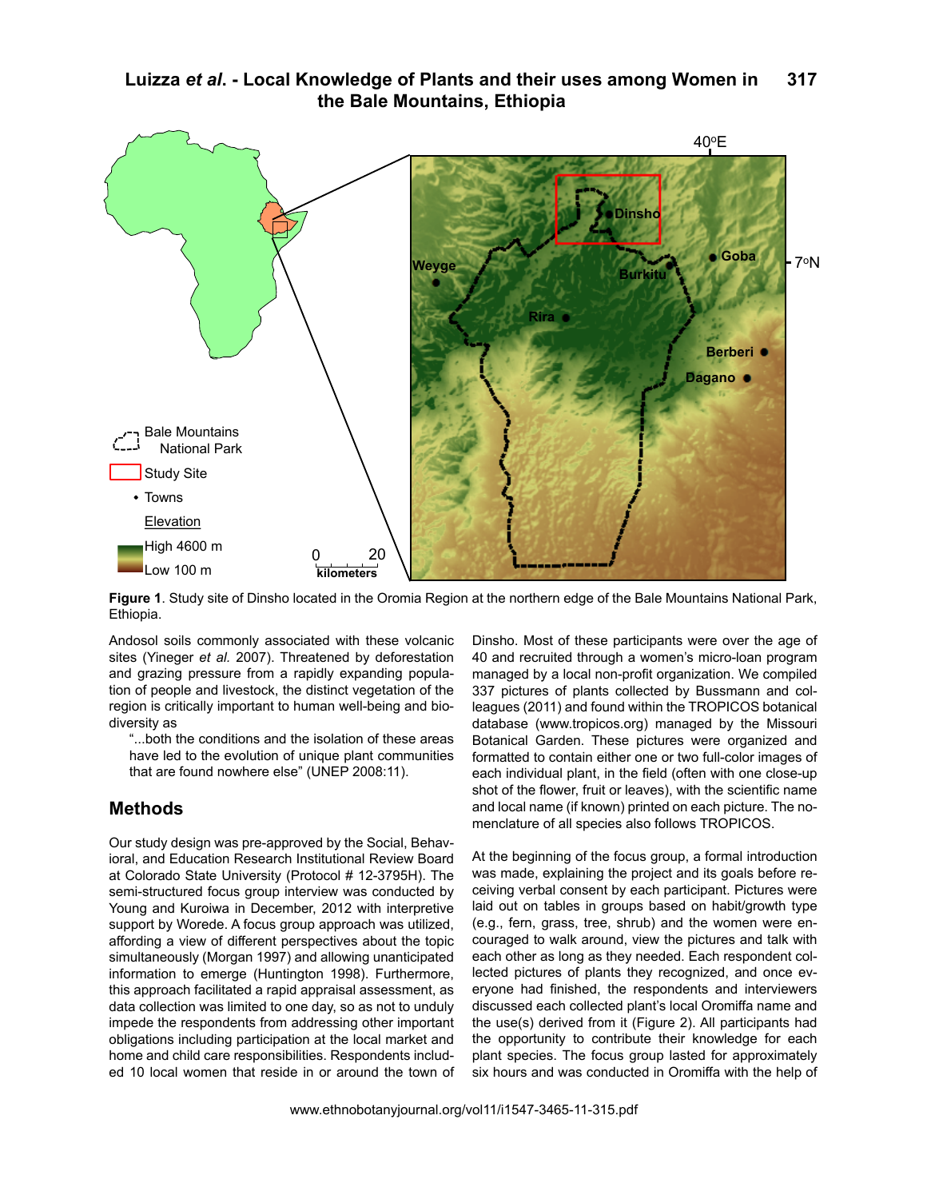**Figure 1**. Study site of Dinsho located in the Oromia Region at the northern edge of the Bale Mountains National Park, Ethiopia.

Andosol soils commonly associated with these volcanic sites (Yineger *et al.* 2007). Threatened by deforestation and grazing pressure from a rapidly expanding population of people and livestock, the distinct vegetation of the region is critically important to human well-being and biodiversity as

> "...both the conditions and the isolation of these areas have led to the evolution of unique plant communities that are found nowhere else" (UNEP 2008:11).

## Methods

Our study design was pre-approved by the Social, Behavioral, and Education Research Institutional Review Board at Colorado State University (Protocol # 12-3795H). The semi-structured focus group interview was conducted by Young and Kuroiwa in December, 2012 with interpretive support by Worede. A focus group approach was utilized, affording a view of different perspectives about the topic simultaneously (Morgan 1997) and allowing unanticipated information to emerge (Huntington 1998). Furthermore, this approach facilitated a rapid appraisal assessment, as data collection was limited to one day, so as not to unduly impede the respondents from addressing other important obligations including participation at the local market and home and child care responsibilities. Respondents included 10 local women that reside in or around the town of Dinsho. Most of these participants were over the age of 40 and recruited through a women's micro-loan program managed by a local non-profit organization. We compiled 337 pictures of plants collected by Bussmann and colleagues (2011) and found within the TROPICOS botanical database (www.tropicos.org) managed by the Missouri Botanical Garden. These pictures were organized and formatted to contain either one or two full-color images of each individual plant, in the field (often with one close-up shot of the flower, fruit or leaves), with the scientific name and local name (if known) printed on each picture. The nomenclature of all species also follows TROPICOS.

At the beginning of the focus group, a formal introduction was made, explaining the project and its goals before receiving verbal consent by each participant. Pictures were laid out on tables in groups based on habit/growth type (e.g., fern, grass, tree, shrub) and the women were encouraged to walk around, view the pictures and talk with each other as long as they needed. Each respondent collected pictures of plants they recognized, and once everyone had finished, the respondents and interviewers discussed each collected plant's local Oromiffa name and the use(s) derived from it (Figure 2). All participants had the opportunity to contribute their knowledge for each plant species. The focus group lasted for approximately six hours and was conducted in Oromiffa with the help of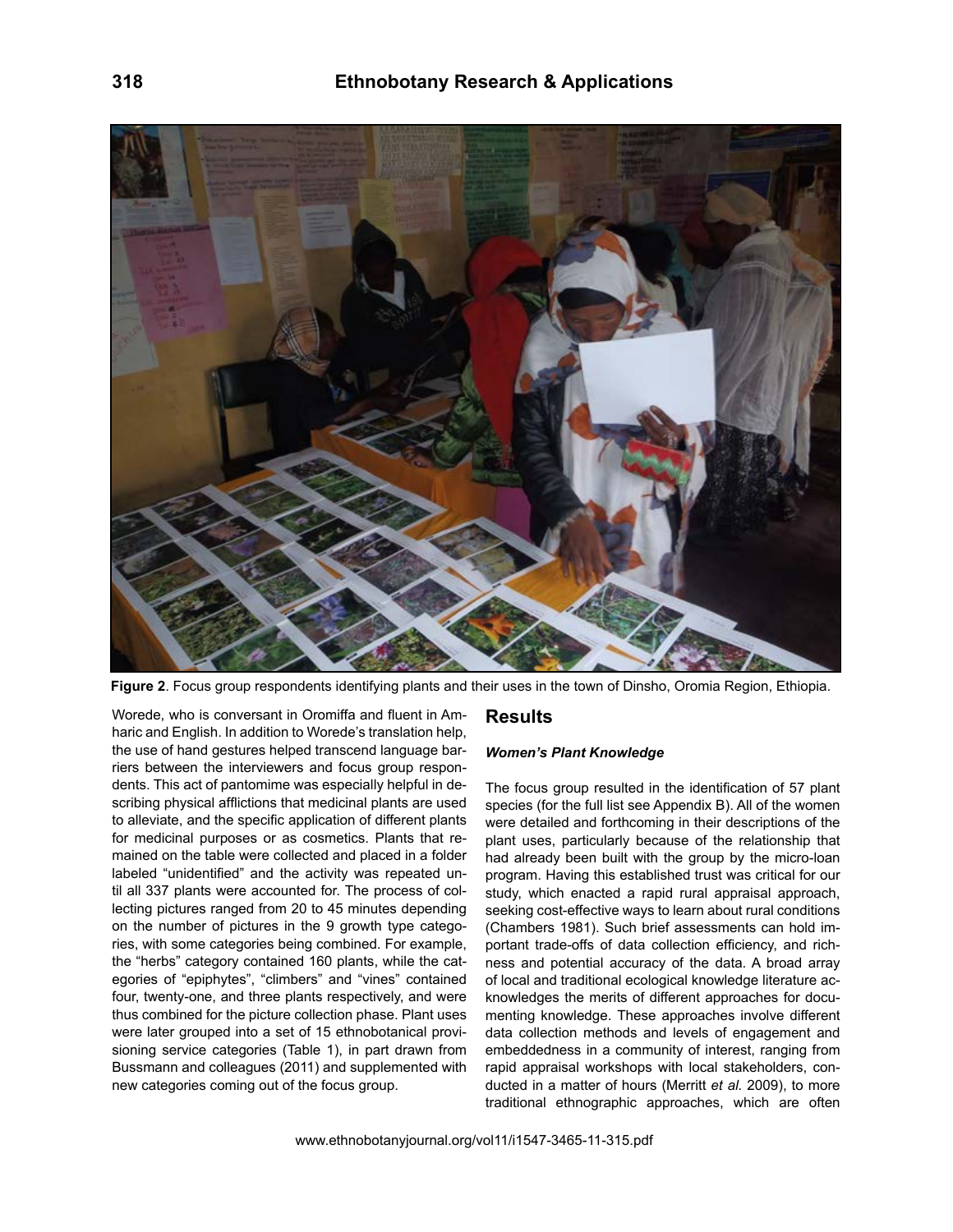Figure 2. Focus group respondents identifying plants and their uses in the town of Dinsho, Oromia Region, Ethiopia.

Worede, who is conversant in Oromiffa and fluent in Amharic and English. In addition to Worede's translation help, the use of hand gestures helped transcend language barriers between the interviewers and focus group respondents. This act of pantomime was especially helpful in describing physical afflictions that medicinal plants are used to alleviate, and the specific application of different plants for medicinal purposes or as cosmetics. Plants that remained on the table were collected and placed in a folder labeled "unidentified" and the activity was repeated until all 337 plants were accounted for. The process of collecting pictures ranged from 20 to 45 minutes depending on the number of pictures in the 9 growth type categories, with some categories being combined. For example, the "herbs" category contained 160 plants, while the categories of "epiphytes", "climbers" and "vines" contained four, twenty-one, and three plants respectively, and were thus combined for the picture collection phase. Plant uses were later grouped into a set of 15 ethnobotanical provisioning service categories (Table 1), in part drawn from Bussmann and colleagues (2011) and supplemented with new categories coming out of the focus group.

## Results

### *Women's Plant Knowledge*

The focus group resulted in the identification of 57 plant species (for the full list see Appendix B). All of the women were detailed and forthcoming in their descriptions of the plant uses, particularly because of the relationship that had already been built with the group by the micro-loan program. Having this established trust was critical for our study, which enacted a rapid rural appraisal approach, seeking cost-effective ways to learn about rural conditions (Chambers 1981). Such brief assessments can hold important trade-offs of data collection efficiency, and richness and potential accuracy of the data. A broad array of local and traditional ecological knowledge literature acknowledges the merits of different approaches for documenting knowledge. These approaches involve different data collection methods and levels of engagement and embeddedness in a community of interest, ranging from rapid appraisal workshops with local stakeholders, conducted in a matter of hours (Merritt *et al.* 2009), to more traditional ethnographic approaches, which are often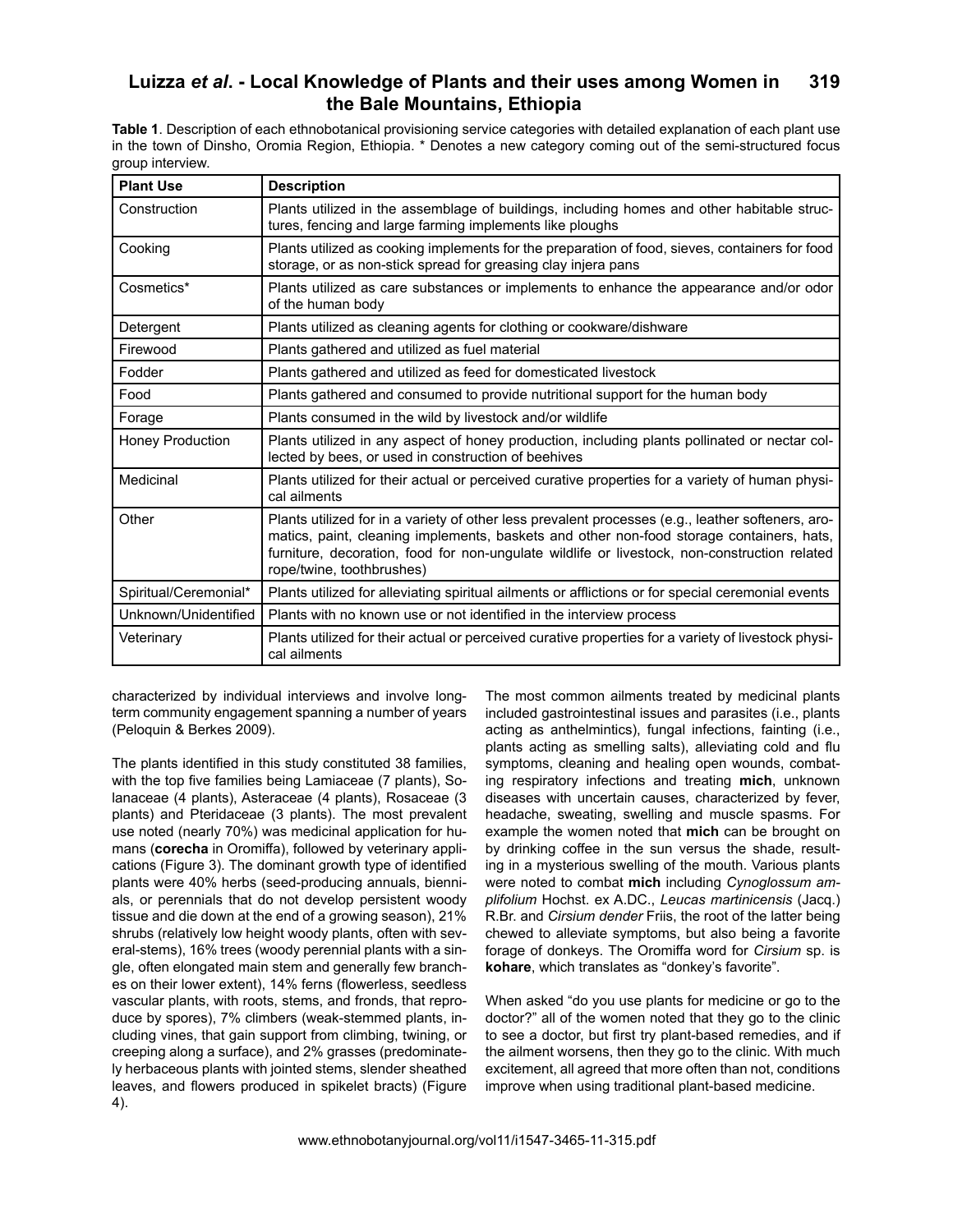**Table 1**. Description of each ethnobotanical provisioning service categories with detailed explanation of each plant use in the town of Dinsho, Oromia Region, Ethiopia. * Denotes a new category coming out of the semi-structured focus group interview.

| Plant Use | Description |
|---|---|
| Construction | Plants utilized in the assemblage of buildings, including homes and other habitable structures, fencing and large farming implements like ploughs |
| Cooking | Plants utilized as cooking implements for the preparation of food, sieves, containers for food storage, or as non-stick spread for greasing clay injera pans |
| Cosmetics* | Plants utilized as care substances or implements to enhance the appearance and/or odor of the human body |
| Detergent | Plants utilized as cleaning agents for clothing or cookware/dishware |
| Firewood | Plants gathered and utilized as fuel material |
| Fodder | Plants gathered and utilized as feed for domesticated livestock |
| Food | Plants gathered and consumed to provide nutritional support for the human body |
| Forage | Plants consumed in the wild by livestock and/or wildlife |
| Honey Production | Plants utilized in any aspect of honey production, including plants pollinated or nectar collected by bees, or used in construction of beehives |
| Medicinal | Plants utilized for their actual or perceived curative properties for a variety of human physical ailments |
| Other | Plants utilized for in a variety of other less prevalent processes (e.g., leather softeners, aromatics, paint, cleaning implements, baskets and other non-food storage containers, hats, furniture, decoration, food for non-ungulate wildlife or livestock, non-construction related rope/twine, toothbrushes) |
| Spiritual/Ceremonial* | Plants utilized for alleviating spiritual ailments or afflictions or for special ceremonial events |
| Unknown/Unidentified | Plants with no known use or not identified in the interview process |
| Veterinary | Plants utilized for their actual or perceived curative properties for a variety of livestock physical ailments |

characterized by individual interviews and involve long-term community engagement spanning a number of years (Peloquin & Berkes 2009).

The plants identified in this study constituted 38 families, with the top five families being Lamiaceae (7 plants), Solanaceae (4 plants), Asteraceae (4 plants), Rosaceae (3 plants) and Pteridaceae (3 plants). The most prevalent use noted (nearly 70%) was medicinal application for humans (**corecha** in Oromiffa), followed by veterinary applications (Figure 3). The dominant growth type of identified plants were 40% herbs (seed-producing annuals, biennials, or perennials that do not develop persistent woody tissue and die down at the end of a growing season), 21% shrubs (relatively low height woody plants, often with several-stems), 16% trees (woody perennial plants with a single, often elongated main stem and generally few branches on their lower extent), 14% ferns (flowerless, seedless vascular plants, with roots, stems, and fronds, that reproduce by spores), 7% climbers (weak-stemmed plants, including vines, that gain support from climbing, twining, or creeping along a surface), and 2% grasses (predominately herbaceous plants with jointed stems, slender sheathed leaves, and flowers produced in spikelet bracts) (Figure 4).

The most common ailments treated by medicinal plants included gastrointestinal issues and parasites (i.e., plants acting as anthelmintics), fungal infections, fainting (i.e., plants acting as smelling salts), alleviating cold and flu symptoms, cleaning and healing open wounds, combating respiratory infections and treating **mich**, unknown diseases with uncertain causes, characterized by fever, headache, sweating, swelling and muscle spasms. For example the women noted that **mich** can be brought on by drinking coffee in the sun versus the shade, resulting in a mysterious swelling of the mouth. Various plants were noted to combat **mich** including *Cynoglossum amplifolium* Hochst. ex A.DC., *Leucas martinicensis* (Jacq.) R.Br. and *Cirsium dender* Friis, the root of the latter being chewed to alleviate symptoms, but also being a favorite forage of donkeys. The Oromiffa word for *Cirsium* sp. is **kohare**, which translates as "donkey's favorite".

When asked "do you use plants for medicine or go to the doctor?" all of the women noted that they go to the clinic to see a doctor, but first try plant-based remedies, and if the ailment worsens, then they go to the clinic. With much excitement, all agreed that more often than not, conditions improve when using traditional plant-based medicine.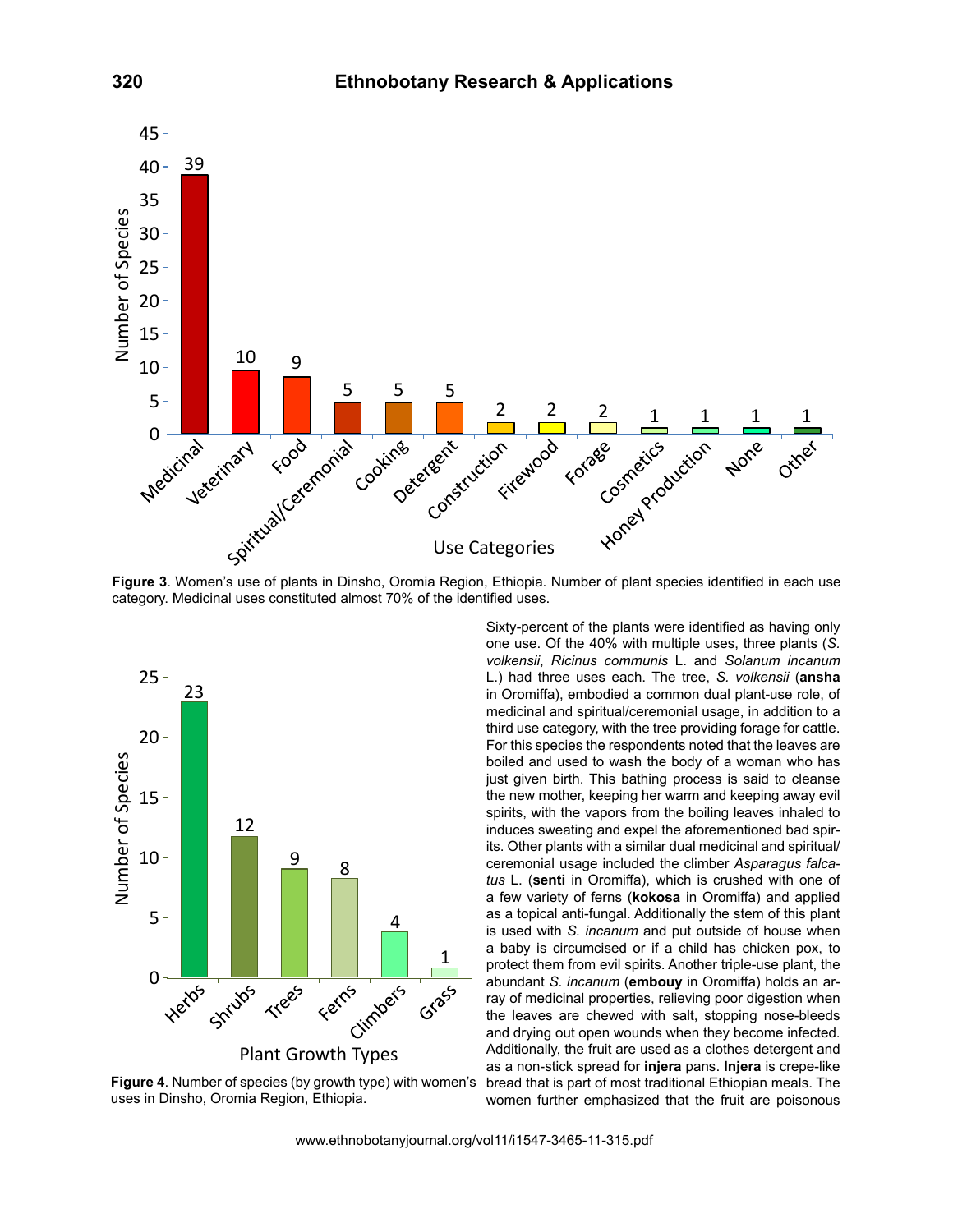Figure 3. Women's use of plants in Dinsho, Oromia Region, Ethiopia. Number of plant species identified in each use category. Medicinal uses constituted almost 70% of the identified uses.

Figure 4. Number of species (by growth type) with women's uses in Dinsho, Oromia Region, Ethiopia.

Sixty-percent of the plants were identified as having only one use. Of the 40% with multiple uses, three plants (*S. volkensii*, *Ricinus communis* L. and *Solanum incanum* L.) had three uses each. The tree, *S. volkensii* (**ansha** in Oromiffa), embodied a common dual plant-use role, of medicinal and spiritual/ceremonial usage, in addition to a third use category, with the tree providing forage for cattle. For this species the respondents noted that the leaves are boiled and used to wash the body of a woman who has just given birth. This bathing process is said to cleanse the new mother, keeping her warm and keeping away evil spirits, with the vapors from the boiling leaves inhaled to induces sweating and expel the aforementioned bad spirits. Other plants with a similar dual medicinal and spiritual/ceremonial usage included the climber *Asparagus falcatus* L. (**senti** in Oromiffa), which is crushed with one of a few variety of ferns (**kokosa** in Oromiffa) and applied as a topical anti-fungal. Additionally the stem of this plant is used with *S. incanum* and put outside of house when a baby is circumcised or if a child has chicken pox, to protect them from evil spirits. Another triple-use plant, the abundant *S. incanum* (**embouy** in Oromiffa) holds an array of medicinal properties, relieving poor digestion when the leaves are chewed with salt, stopping nose-bleeds and drying out open wounds when they become infected. Additionally, the fruit are used as a clothes detergent and as a non-stick spread for **injera** pans. **Injera** is crepe-like bread that is part of most traditional Ethiopian meals. The women further emphasized that the fruit are poisonous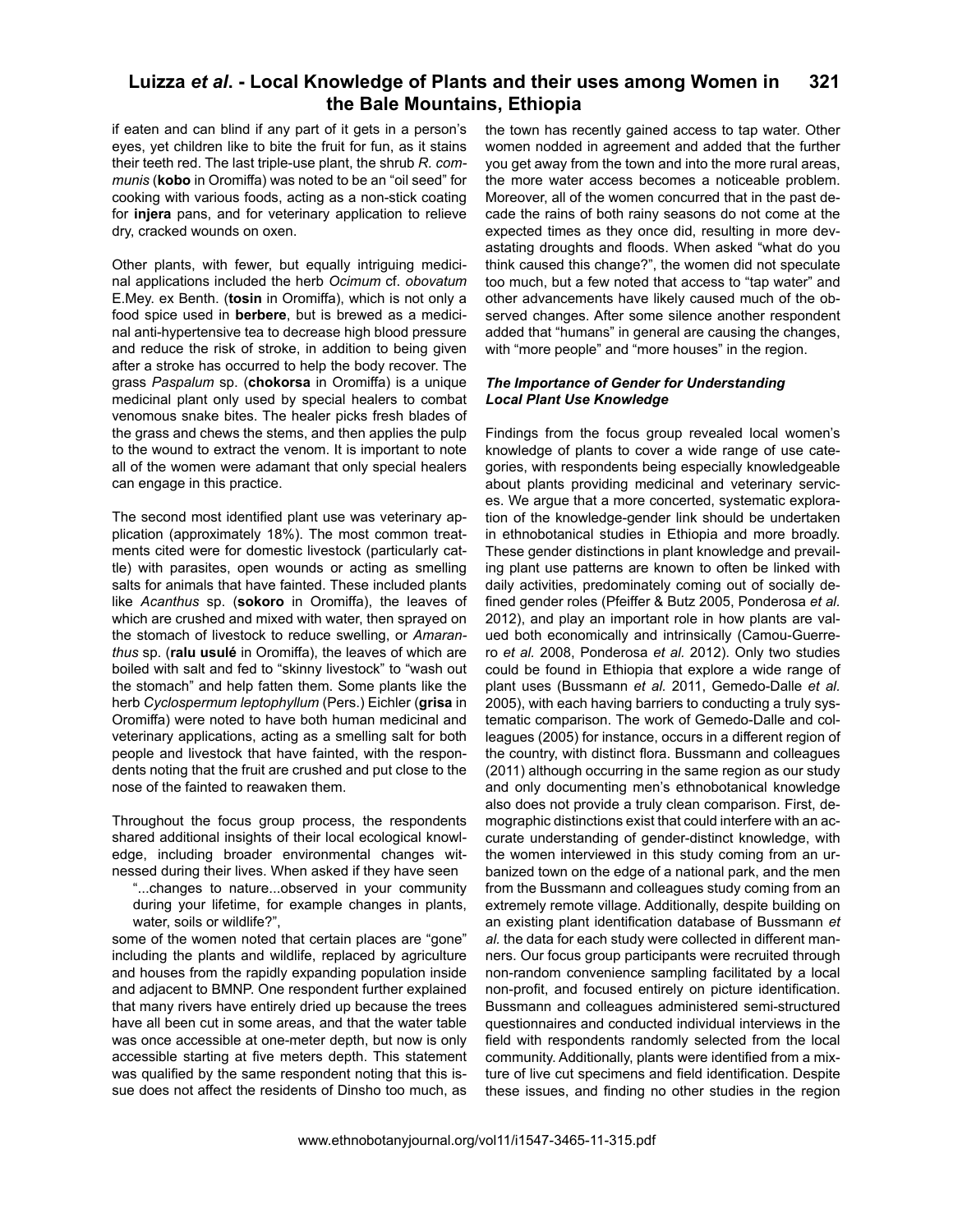if eaten and can blind if any part of it gets in a person's eyes, yet children like to bite the fruit for fun, as it stains their teeth red. The last triple-use plant, the shrub *R. communis* (**kobo** in Oromiffa) was noted to be an "oil seed" for cooking with various foods, acting as a non-stick coating for **injera** pans, and for veterinary application to relieve dry, cracked wounds on oxen.

Other plants, with fewer, but equally intriguing medicinal applications included the herb *Ocimum* cf. *obovatum* E.Mey. ex Benth. (**tosin** in Oromiffa), which is not only a food spice used in **berbere**, but is brewed as a medicinal anti-hypertensive tea to decrease high blood pressure and reduce the risk of stroke, in addition to being given after a stroke has occurred to help the body recover. The grass *Paspalum* sp. (**chokorsa** in Oromiffa) is a unique medicinal plant only used by special healers to combat venomous snake bites. The healer picks fresh blades of the grass and chews the stems, and then applies the pulp to the wound to extract the venom. It is important to note all of the women were adamant that only special healers can engage in this practice.

The second most identified plant use was veterinary application (approximately 18%). The most common treatments cited were for domestic livestock (particularly cattle) with parasites, open wounds or acting as smelling salts for animals that have fainted. These included plants like *Acanthus* sp. (**sokoro** in Oromiffa), the leaves of which are crushed and mixed with water, then sprayed on the stomach of livestock to reduce swelling, or *Amaranthus* sp. (**ralu usulé** in Oromiffa), the leaves of which are boiled with salt and fed to "skinny livestock" to "wash out the stomach" and help fatten them. Some plants like the herb *Cyclospermum leptophyllum* (Pers.) Eichler (**grisa** in Oromiffa) were noted to have both human medicinal and veterinary applications, acting as a smelling salt for both people and livestock that have fainted, with the respondents noting that the fruit are crushed and put close to the nose of the fainted to reawaken them.

Throughout the focus group process, the respondents shared additional insights of their local ecological knowledge, including broader environmental changes witnessed during their lives. When asked if they have seen

> "...changes to nature...observed in your community during your lifetime, for example changes in plants, water, soils or wildlife?",

some of the women noted that certain places are "gone" including the plants and wildlife, replaced by agriculture and houses from the rapidly expanding population inside and adjacent to BMNP. One respondent further explained that many rivers have entirely dried up because the trees have all been cut in some areas, and that the water table was once accessible at one-meter depth, but now is only accessible starting at five meters depth. This statement was qualified by the same respondent noting that this issue does not affect the residents of Dinsho too much, as the town has recently gained access to tap water. Other women nodded in agreement and added that the further you get away from the town and into the more rural areas, the more water access becomes a noticeable problem. Moreover, all of the women concurred that in the past decade the rains of both rainy seasons do not come at the expected times as they once did, resulting in more devastating droughts and floods. When asked "what do you think caused this change?", the women did not speculate too much, but a few noted that access to "tap water" and other advancements have likely caused much of the observed changes. After some silence another respondent added that "humans" in general are causing the changes, with "more people" and "more houses" in the region.

### *The Importance of Gender for Understanding Local Plant Use Knowledge*

Findings from the focus group revealed local women's knowledge of plants to cover a wide range of use categories, with respondents being especially knowledgeable about plants providing medicinal and veterinary services. We argue that a more concerted, systematic exploration of the knowledge-gender link should be undertaken in ethnobotanical studies in Ethiopia and more broadly. These gender distinctions in plant knowledge and prevailing plant use patterns are known to often be linked with daily activities, predominately coming out of socially defined gender roles (Pfeiffer & Butz 2005, Ponderosa *et al.* 2012), and play an important role in how plants are valued both economically and intrinsically (Camou-Guerrero *et al.* 2008, Ponderosa *et al.* 2012). Only two studies could be found in Ethiopia that explore a wide range of plant uses (Bussmann *et al.* 2011, Gemedo-Dalle *et al.* 2005), with each having barriers to conducting a truly systematic comparison. The work of Gemedo-Dalle and colleagues (2005) for instance, occurs in a different region of the country, with distinct flora. Bussmann and colleagues (2011) although occurring in the same region as our study and only documenting men's ethnobotanical knowledge also does not provide a truly clean comparison. First, demographic distinctions exist that could interfere with an accurate understanding of gender-distinct knowledge, with the women interviewed in this study coming from an urbanized town on the edge of a national park, and the men from the Bussmann and colleagues study coming from an extremely remote village. Additionally, despite building on an existing plant identification database of Bussmann *et al.* the data for each study were collected in different manners. Our focus group participants were recruited through non-random convenience sampling facilitated by a local non-profit, and focused entirely on picture identification. Bussmann and colleagues administered semi-structured questionnaires and conducted individual interviews in the field with respondents randomly selected from the local community. Additionally, plants were identified from a mixture of live cut specimens and field identification. Despite these issues, and finding no other studies in the region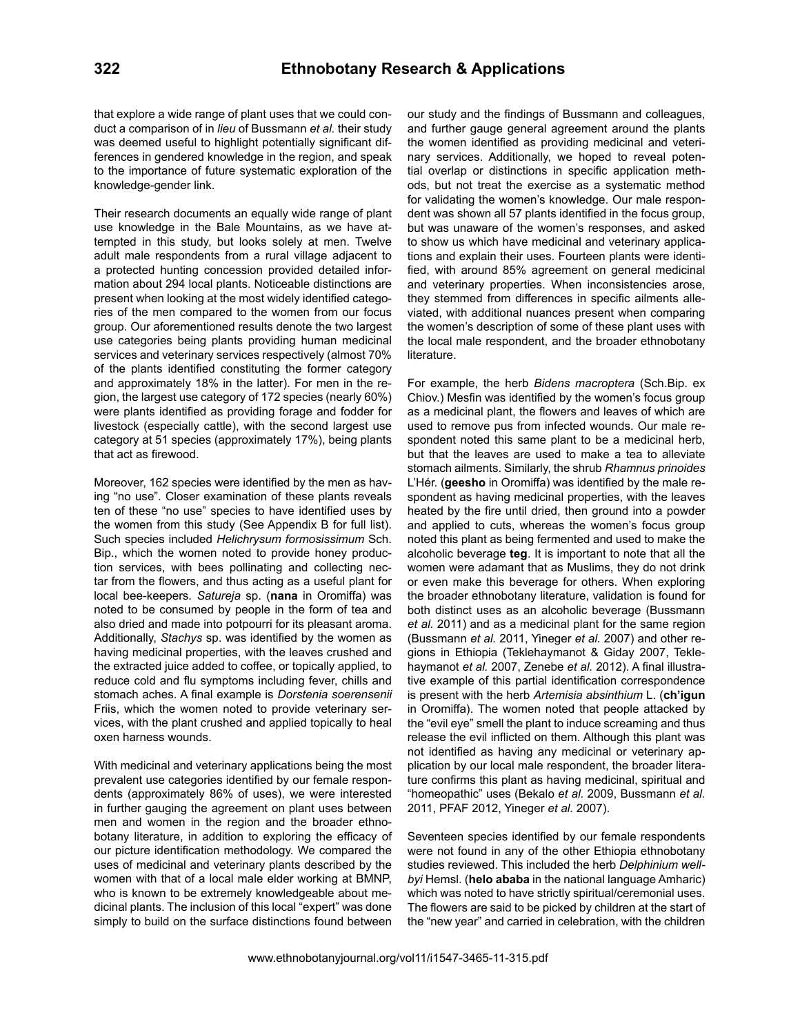that explore a wide range of plant uses that we could conduct a comparison of in *lieu* of Bussmann *et al.* their study was deemed useful to highlight potentially significant differences in gendered knowledge in the region, and speak to the importance of future systematic exploration of the knowledge-gender link.

Their research documents an equally wide range of plant use knowledge in the Bale Mountains, as we have attempted in this study, but looks solely at men. Twelve adult male respondents from a rural village adjacent to a protected hunting concession provided detailed information about 294 local plants. Noticeable distinctions are present when looking at the most widely identified categories of the men compared to the women from our focus group. Our aforementioned results denote the two largest use categories being plants providing human medicinal services and veterinary services respectively (almost 70% of the plants identified constituting the former category and approximately 18% in the latter). For men in the region, the largest use category of 172 species (nearly 60%) were plants identified as providing forage and fodder for livestock (especially cattle), with the second largest use category at 51 species (approximately 17%), being plants that act as firewood.

Moreover, 162 species were identified by the men as having "no use". Closer examination of these plants reveals ten of these "no use" species to have identified uses by the women from this study (See Appendix B for full list). Such species included *Helichrysum formosissimum* Sch. Bip., which the women noted to provide honey production services, with bees pollinating and collecting nectar from the flowers, and thus acting as a useful plant for local bee-keepers. *Satureja* sp. (**nana** in Oromiffa) was noted to be consumed by people in the form of tea and also dried and made into potpourri for its pleasant aroma. Additionally, *Stachys* sp. was identified by the women as having medicinal properties, with the leaves crushed and the extracted juice added to coffee, or topically applied, to reduce cold and flu symptoms including fever, chills and stomach aches. A final example is *Dorstenia soerensenii* Friis, which the women noted to provide veterinary services, with the plant crushed and applied topically to heal oxen harness wounds.

With medicinal and veterinary applications being the most prevalent use categories identified by our female respondents (approximately 86% of uses), we were interested in further gauging the agreement on plant uses between men and women in the region and the broader ethnobotany literature, in addition to exploring the efficacy of our picture identification methodology. We compared the uses of medicinal and veterinary plants described by the women with that of a local male elder working at BMNP, who is known to be extremely knowledgeable about medicinal plants. The inclusion of this local "expert" was done simply to build on the surface distinctions found between our study and the findings of Bussmann and colleagues, and further gauge general agreement around the plants the women identified as providing medicinal and veterinary services. Additionally, we hoped to reveal potential overlap or distinctions in specific application methods, but not treat the exercise as a systematic method for validating the women's knowledge. Our male respondent was shown all 57 plants identified in the focus group, but was unaware of the women's responses, and asked to show us which have medicinal and veterinary applications and explain their uses. Fourteen plants were identified, with around 85% agreement on general medicinal and veterinary properties. When inconsistencies arose, they stemmed from differences in specific ailments alleviated, with additional nuances present when comparing the women's description of some of these plant uses with the local male respondent, and the broader ethnobotany literature.

For example, the herb *Bidens macroptera* (Sch.Bip. ex Chiov.) Mesfin was identified by the women's focus group as a medicinal plant, the flowers and leaves of which are used to remove pus from infected wounds. Our male respondent noted this same plant to be a medicinal herb, but that the leaves are used to make a tea to alleviate stomach ailments. Similarly, the shrub *Rhamnus prinoides* L'Hér. (**geesho** in Oromiffa) was identified by the male respondent as having medicinal properties, with the leaves heated by the fire until dried, then ground into a powder and applied to cuts, whereas the women's focus group noted this plant as being fermented and used to make the alcoholic beverage **teg**. It is important to note that all the women were adamant that as Muslims, they do not drink or even make this beverage for others. When exploring the broader ethnobotany literature, validation is found for both distinct uses as an alcoholic beverage (Bussmann *et al.* 2011) and as a medicinal plant for the same region (Bussmann *et al.* 2011, Yineger *et al.* 2007) and other regions in Ethiopia (Teklehaymanot & Giday 2007, Teklehaymanot *et al.* 2007, Zenebe *et al.* 2012). A final illustrative example of this partial identification correspondence is present with the herb *Artemisia absinthium* L. (**ch'igun** in Oromiffa). The women noted that people attacked by the "evil eye" smell the plant to induce screaming and thus release the evil inflicted on them. Although this plant was not identified as having any medicinal or veterinary application by our local male respondent, the broader literature confirms this plant as having medicinal, spiritual and "homeopathic" uses (Bekalo *et al.* 2009, Bussmann *et al.* 2011, PFAF 2012, Yineger *et al.* 2007).

Seventeen species identified by our female respondents were not found in any of the other Ethiopia ethnobotany studies reviewed. This included the herb *Delphinium wellbyi* Hemsl. (**helo ababa** in the national language Amharic) which was noted to have strictly spiritual/ceremonial uses. The flowers are said to be picked by children at the start of the "new year" and carried in celebration, with the children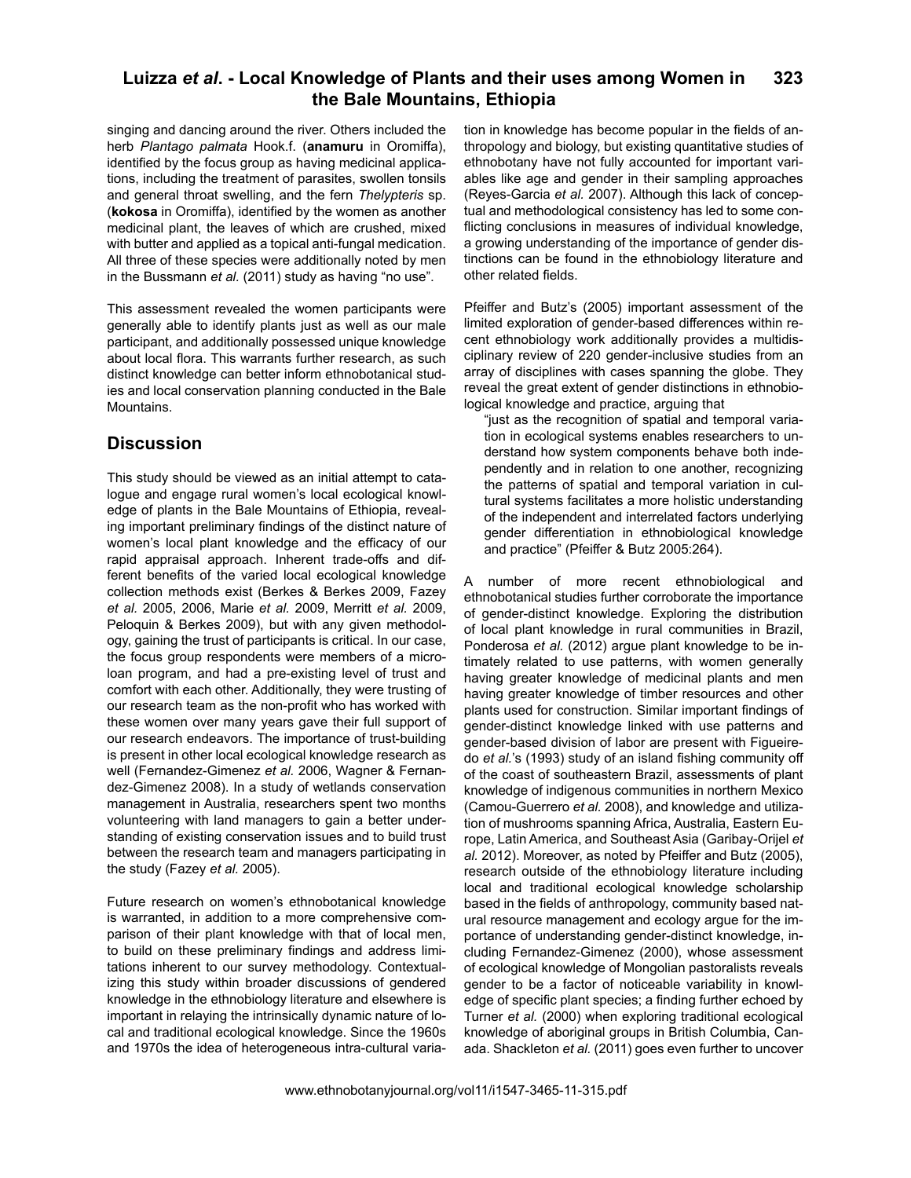singing and dancing around the river. Others included the herb *Plantago palmata* Hook.f. (**anamuru** in Oromiffa), identified by the focus group as having medicinal applications, including the treatment of parasites, swollen tonsils and general throat swelling, and the fern *Thelypteris* sp. (**kokosa** in Oromiffa), identified by the women as another medicinal plant, the leaves of which are crushed, mixed with butter and applied as a topical anti-fungal medication. All three of these species were additionally noted by men in the Bussmann *et al.* (2011) study as having "no use".

This assessment revealed the women participants were generally able to identify plants just as well as our male participant, and additionally possessed unique knowledge about local flora. This warrants further research, as such distinct knowledge can better inform ethnobotanical studies and local conservation planning conducted in the Bale Mountains.

## Discussion

This study should be viewed as an initial attempt to catalogue and engage rural women's local ecological knowledge of plants in the Bale Mountains of Ethiopia, revealing important preliminary findings of the distinct nature of women's local plant knowledge and the efficacy of our rapid appraisal approach. Inherent trade-offs and different benefits of the varied local ecological knowledge collection methods exist (Berkes & Berkes 2009, Fazey *et al.* 2005, 2006, Marie *et al.* 2009, Merritt *et al.* 2009, Peloquin & Berkes 2009), but with any given methodology, gaining the trust of participants is critical. In our case, the focus group respondents were members of a microloan program, and had a pre-existing level of trust and comfort with each other. Additionally, they were trusting of our research team as the non-profit who has worked with these women over many years gave their full support of our research endeavors. The importance of trust-building is present in other local ecological knowledge research as well (Fernandez-Gimenez *et al.* 2006, Wagner & Fernandez-Gimenez 2008). In a study of wetlands conservation management in Australia, researchers spent two months volunteering with land managers to gain a better understanding of existing conservation issues and to build trust between the research team and managers participating in the study (Fazey *et al.* 2005).

Future research on women's ethnobotanical knowledge is warranted, in addition to a more comprehensive comparison of their plant knowledge with that of local men, to build on these preliminary findings and address limitations inherent to our survey methodology. Contextualizing this study within broader discussions of gendered knowledge in the ethnobiology literature and elsewhere is important in relaying the intrinsically dynamic nature of local and traditional ecological knowledge. Since the 1960s and 1970s the idea of heterogeneous intra-cultural variation in knowledge has become popular in the fields of anthropology and biology, but existing quantitative studies of ethnobotany have not fully accounted for important variables like age and gender in their sampling approaches (Reyes-Garcia *et al.* 2007). Although this lack of conceptual and methodological consistency has led to some conflicting conclusions in measures of individual knowledge, a growing understanding of the importance of gender distinctions can be found in the ethnobiology literature and other related fields.

Pfeiffer and Butz's (2005) important assessment of the limited exploration of gender-based differences within recent ethnobiology work additionally provides a multidisciplinary review of 220 gender-inclusive studies from an array of disciplines with cases spanning the globe. They reveal the great extent of gender distinctions in ethnobiological knowledge and practice, arguing that

> "just as the recognition of spatial and temporal variation in ecological systems enables researchers to understand how system components behave both independently and in relation to one another, recognizing the patterns of spatial and temporal variation in cultural systems facilitates a more holistic understanding of the independent and interrelated factors underlying gender differentiation in ethnobiological knowledge and practice" (Pfeiffer & Butz 2005:264).

A number of more recent ethnobiological and ethnobotanical studies further corroborate the importance of gender-distinct knowledge. Exploring the distribution of local plant knowledge in rural communities in Brazil, Ponderosa *et al.* (2012) argue plant knowledge to be intimately related to use patterns, with women generally having greater knowledge of medicinal plants and men having greater knowledge of timber resources and other plants used for construction. Similar important findings of gender-distinct knowledge linked with use patterns and gender-based division of labor are present with Figueiredo *et al.*'s (1993) study of an island fishing community off of the coast of southeastern Brazil, assessments of plant knowledge of indigenous communities in northern Mexico (Camou-Guerrero *et al.* 2008), and knowledge and utilization of mushrooms spanning Africa, Australia, Eastern Europe, Latin America, and Southeast Asia (Garibay-Orijel *et al.* 2012). Moreover, as noted by Pfeiffer and Butz (2005), research outside of the ethnobiology literature including local and traditional ecological knowledge scholarship based in the fields of anthropology, community based natural resource management and ecology argue for the importance of understanding gender-distinct knowledge, including Fernandez-Gimenez (2000), whose assessment of ecological knowledge of Mongolian pastoralists reveals gender to be a factor of noticeable variability in knowledge of specific plant species; a finding further echoed by Turner *et al.* (2000) when exploring traditional ecological knowledge of aboriginal groups in British Columbia, Canada. Shackleton *et al.* (2011) goes even further to uncover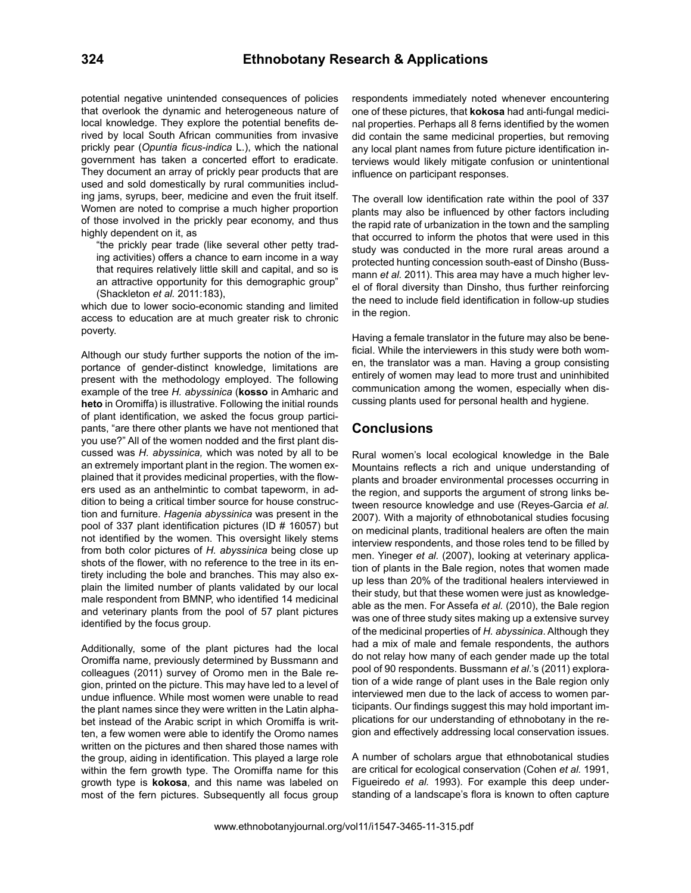potential negative unintended consequences of policies that overlook the dynamic and heterogeneous nature of local knowledge. They explore the potential benefits derived by local South African communities from invasive prickly pear (*Opuntia ficus-indica* L.), which the national government has taken a concerted effort to eradicate. They document an array of prickly pear products that are used and sold domestically by rural communities including jams, syrups, beer, medicine and even the fruit itself. Women are noted to comprise a much higher proportion of those involved in the prickly pear economy, and thus highly dependent on it, as

> "the prickly pear trade (like several other petty trading activities) offers a chance to earn income in a way that requires relatively little skill and capital, and so is an attractive opportunity for this demographic group" (Shackleton *et al.* 2011:183),

which due to lower socio-economic standing and limited access to education are at much greater risk to chronic poverty.

Although our study further supports the notion of the importance of gender-distinct knowledge, limitations are present with the methodology employed. The following example of the tree *H. abyssinica* (**kosso** in Amharic and **heto** in Oromiffa) is illustrative. Following the initial rounds of plant identification, we asked the focus group participants, "are there other plants we have not mentioned that you use?" All of the women nodded and the first plant discussed was *H. abyssinica,* which was noted by all to be an extremely important plant in the region. The women explained that it provides medicinal properties, with the flowers used as an anthelmintic to combat tapeworm, in addition to being a critical timber source for house construction and furniture. *Hagenia abyssinica* was present in the pool of 337 plant identification pictures (ID # 16057) but not identified by the women. This oversight likely stems from both color pictures of *H. abyssinica* being close up shots of the flower, with no reference to the tree in its entirety including the bole and branches. This may also explain the limited number of plants validated by our local male respondent from BMNP, who identified 14 medicinal and veterinary plants from the pool of 57 plant pictures identified by the focus group.

Additionally, some of the plant pictures had the local Oromiffa name, previously determined by Bussmann and colleagues (2011) survey of Oromo men in the Bale region, printed on the picture. This may have led to a level of undue influence. While most women were unable to read the plant names since they were written in the Latin alphabet instead of the Arabic script in which Oromiffa is written, a few women were able to identify the Oromo names written on the pictures and then shared those names with the group, aiding in identification. This played a large role within the fern growth type. The Oromiffa name for this growth type is **kokosa**, and this name was labeled on most of the fern pictures. Subsequently all focus group respondents immediately noted whenever encountering one of these pictures, that **kokosa** had anti-fungal medicinal properties. Perhaps all 8 ferns identified by the women did contain the same medicinal properties, but removing any local plant names from future picture identification interviews would likely mitigate confusion or unintentional influence on participant responses.

The overall low identification rate within the pool of 337 plants may also be influenced by other factors including the rapid rate of urbanization in the town and the sampling that occurred to inform the photos that were used in this study was conducted in the more rural areas around a protected hunting concession south-east of Dinsho (Bussmann *et al.* 2011). This area may have a much higher level of floral diversity than Dinsho, thus further reinforcing the need to include field identification in follow-up studies in the region.

Having a female translator in the future may also be beneficial. While the interviewers in this study were both women, the translator was a man. Having a group consisting entirely of women may lead to more trust and uninhibited communication among the women, especially when discussing plants used for personal health and hygiene.

## Conclusions

Rural women's local ecological knowledge in the Bale Mountains reflects a rich and unique understanding of plants and broader environmental processes occurring in the region, and supports the argument of strong links between resource knowledge and use (Reyes-Garcia *et al.* 2007). With a majority of ethnobotanical studies focusing on medicinal plants, traditional healers are often the main interview respondents, and those roles tend to be filled by men. Yineger *et al.* (2007), looking at veterinary application of plants in the Bale region, notes that women made up less than 20% of the traditional healers interviewed in their study, but that these women were just as knowledgeable as the men. For Assefa *et al.* (2010), the Bale region was one of three study sites making up a extensive survey of the medicinal properties of *H. abyssinica*. Although they had a mix of male and female respondents, the authors do not relay how many of each gender made up the total pool of 90 respondents. Bussmann *et al.*'s (2011) exploration of a wide range of plant uses in the Bale region only interviewed men due to the lack of access to women participants. Our findings suggest this may hold important implications for our understanding of ethnobotany in the region and effectively addressing local conservation issues.

A number of scholars argue that ethnobotanical studies are critical for ecological conservation (Cohen *et al.* 1991, Figueiredo *et al.* 1993). For example this deep understanding of a landscape's flora is known to often capture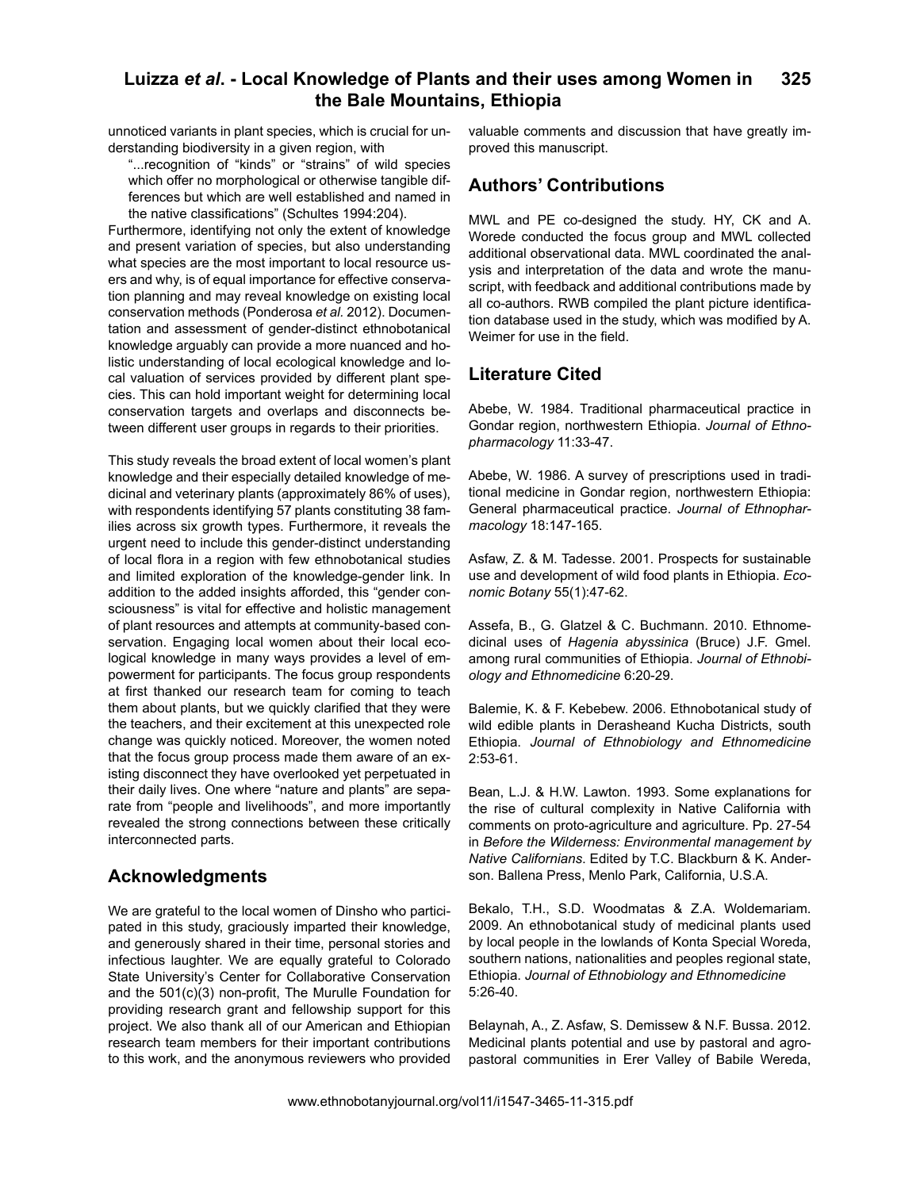unnoticed variants in plant species, which is crucial for understanding biodiversity in a given region, with

> "...recognition of "kinds" or "strains" of wild species which offer no morphological or otherwise tangible differences but which are well established and named in the native classifications" (Schultes 1994:204).

Furthermore, identifying not only the extent of knowledge and present variation of species, but also understanding what species are the most important to local resource users and why, is of equal importance for effective conservation planning and may reveal knowledge on existing local conservation methods (Ponderosa *et al.* 2012). Documentation and assessment of gender-distinct ethnobotanical knowledge arguably can provide a more nuanced and holistic understanding of local ecological knowledge and local valuation of services provided by different plant species. This can hold important weight for determining local conservation targets and overlaps and disconnects between different user groups in regards to their priorities.

This study reveals the broad extent of local women's plant knowledge and their especially detailed knowledge of medicinal and veterinary plants (approximately 86% of uses), with respondents identifying 57 plants constituting 38 families across six growth types. Furthermore, it reveals the urgent need to include this gender-distinct understanding of local flora in a region with few ethnobotanical studies and limited exploration of the knowledge-gender link. In addition to the added insights afforded, this "gender consciousness" is vital for effective and holistic management of plant resources and attempts at community-based conservation. Engaging local women about their local ecological knowledge in many ways provides a level of empowerment for participants. The focus group respondents at first thanked our research team for coming to teach them about plants, but we quickly clarified that they were the teachers, and their excitement at this unexpected role change was quickly noticed. Moreover, the women noted that the focus group process made them aware of an existing disconnect they have overlooked yet perpetuated in their daily lives. One where "nature and plants" are separate from "people and livelihoods", and more importantly revealed the strong connections between these critically interconnected parts.

## Acknowledgments

We are grateful to the local women of Dinsho who participated in this study, graciously imparted their knowledge, and generously shared in their time, personal stories and infectious laughter. We are equally grateful to Colorado State University's Center for Collaborative Conservation and the 501(c)(3) non-profit, The Murulle Foundation for providing research grant and fellowship support for this project. We also thank all of our American and Ethiopian research team members for their important contributions to this work, and the anonymous reviewers who provided valuable comments and discussion that have greatly improved this manuscript.

## Authors' Contributions

MWL and PE co-designed the study. HY, CK and A. Worede conducted the focus group and MWL collected additional observational data. MWL coordinated the analysis and interpretation of the data and wrote the manuscript, with feedback and additional contributions made by all co-authors. RWB compiled the plant picture identification database used in the study, which was modified by A. Weimer for use in the field.

## Literature Cited

Abebe, W. 1984. Traditional pharmaceutical practice in Gondar region, northwestern Ethiopia. *Journal of Ethnopharmacology* 11:33-47.

Abebe, W. 1986. A survey of prescriptions used in traditional medicine in Gondar region, northwestern Ethiopia: General pharmaceutical practice. *Journal of Ethnopharmacology* 18:147-165.

Asfaw, Z. & M. Tadesse. 2001. Prospects for sustainable use and development of wild food plants in Ethiopia. *Economic Botany* 55(1):47-62.

Assefa, B., G. Glatzel & C. Buchmann. 2010. Ethnomedicinal uses of *Hagenia abyssinica* (Bruce) J.F. Gmel. among rural communities of Ethiopia. *Journal of Ethnobiology and Ethnomedicine* 6:20-29.

Balemie, K. & F. Kebebew. 2006. Ethnobotanical study of wild edible plants in Derasheand Kucha Districts, south Ethiopia. *Journal of Ethnobiology and Ethnomedicine* 2:53-61.

Bean, L.J. & H.W. Lawton. 1993. Some explanations for the rise of cultural complexity in Native California with comments on proto-agriculture and agriculture. Pp. 27-54 in *Before the Wilderness: Environmental management by Native Californians*. Edited by T.C. Blackburn & K. Anderson. Ballena Press, Menlo Park, California, U.S.A.

Bekalo, T.H., S.D. Woodmatas & Z.A. Woldemariam. 2009. An ethnobotanical study of medicinal plants used by local people in the lowlands of Konta Special Woreda, southern nations, nationalities and peoples regional state, Ethiopia. *Journal of Ethnobiology and Ethnomedicine* 5:26-40.

Belaynah, A., Z. Asfaw, S. Demissew & N.F. Bussa. 2012. Medicinal plants potential and use by pastoral and agro-pastoral communities in Erer Valley of Babile Wereda,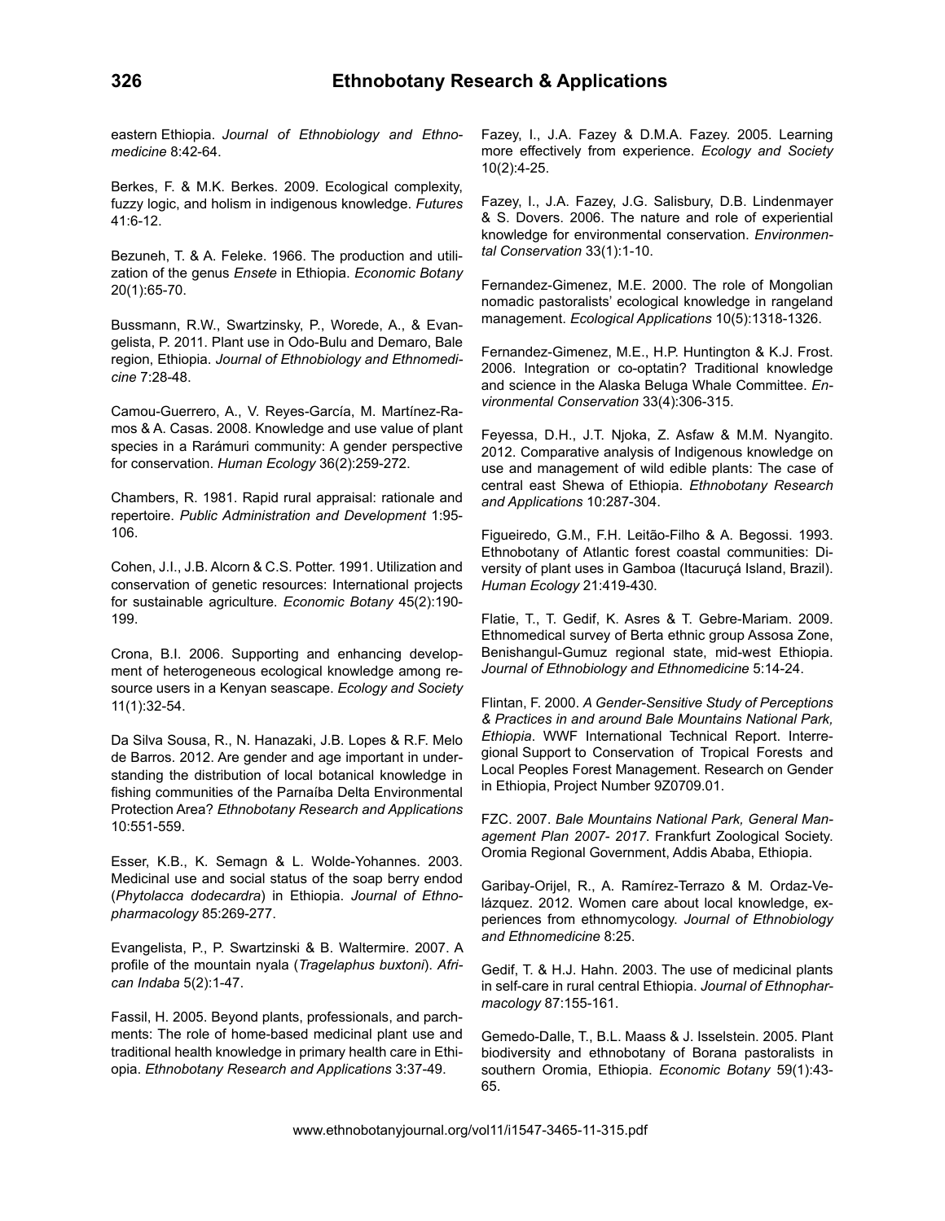eastern Ethiopia. *Journal of Ethnobiology and Ethnomedicine* 8:42-64.

Berkes, F. & M.K. Berkes. 2009. Ecological complexity, fuzzy logic, and holism in indigenous knowledge. *Futures* 41:6-12.

Bezuneh, T. & A. Feleke. 1966. The production and utilization of the genus *Ensete* in Ethiopia. *Economic Botany* 20(1):65-70.

Bussmann, R.W., Swartzinsky, P., Worede, A., & Evangelista, P. 2011. Plant use in Odo-Bulu and Demaro, Bale region, Ethiopia. *Journal of Ethnobiology and Ethnomedicine* 7:28-48.

Camou-Guerrero, A., V. Reyes-García, M. Martínez-Ramos & A. Casas. 2008. Knowledge and use value of plant species in a Rarámuri community: A gender perspective for conservation. *Human Ecology* 36(2):259-272.

Chambers, R. 1981. Rapid rural appraisal: rationale and repertoire. *Public Administration and Development* 1:95-106.

Cohen, J.I., J.B. Alcorn & C.S. Potter. 1991. Utilization and conservation of genetic resources: International projects for sustainable agriculture. *Economic Botany* 45(2):190-199.

Crona, B.I. 2006. Supporting and enhancing development of heterogeneous ecological knowledge among resource users in a Kenyan seascape. *Ecology and Society* 11(1):32-54.

Da Silva Sousa, R., N. Hanazaki, J.B. Lopes & R.F. Melo de Barros. 2012. Are gender and age important in understanding the distribution of local botanical knowledge in fishing communities of the Parnaíba Delta Environmental Protection Area? *Ethnobotany Research and Applications* 10:551-559.

Esser, K.B., K. Semagn & L. Wolde-Yohannes. 2003. Medicinal use and social status of the soap berry endod (*Phytolacca dodecardra*) in Ethiopia. *Journal of Ethnopharmacology* 85:269-277.

Evangelista, P., P. Swartzinski & B. Waltermire. 2007. A profile of the mountain nyala (*Tragelaphus buxtoni*). *African Indaba* 5(2):1-47.

Fassil, H. 2005. Beyond plants, professionals, and parchments: The role of home-based medicinal plant use and traditional health knowledge in primary health care in Ethiopia. *Ethnobotany Research and Applications* 3:37-49.

Fazey, I., J.A. Fazey & D.M.A. Fazey. 2005. Learning more effectively from experience. *Ecology and Society* 10(2):4-25.

Fazey, I., J.A. Fazey, J.G. Salisbury, D.B. Lindenmayer & S. Dovers. 2006. The nature and role of experiential knowledge for environmental conservation. *Environmental Conservation* 33(1):1-10.

Fernandez-Gimenez, M.E. 2000. The role of Mongolian nomadic pastoralists' ecological knowledge in rangeland management. *Ecological Applications* 10(5):1318-1326.

Fernandez-Gimenez, M.E., H.P. Huntington & K.J. Frost. 2006. Integration or co-optatin? Traditional knowledge and science in the Alaska Beluga Whale Committee. *Environmental Conservation* 33(4):306-315.

Feyessa, D.H., J.T. Njoka, Z. Asfaw & M.M. Nyangito. 2012. Comparative analysis of Indigenous knowledge on use and management of wild edible plants: The case of central east Shewa of Ethiopia. *Ethnobotany Research and Applications* 10:287-304.

Figueiredo, G.M., F.H. Leitão-Filho & A. Begossi. 1993. Ethnobotany of Atlantic forest coastal communities: Diversity of plant uses in Gamboa (Itacuruçá Island, Brazil). *Human Ecology* 21:419-430.

Flatie, T., T. Gedif, K. Asres & T. Gebre-Mariam. 2009. Ethnomedical survey of Berta ethnic group Assosa Zone, Benishangul-Gumuz regional state, mid-west Ethiopia. *Journal of Ethnobiology and Ethnomedicine* 5:14-24.

Flintan, F. 2000. *A Gender-Sensitive Study of Perceptions & Practices in and around Bale Mountains National Park, Ethiopia*. WWF International Technical Report. Interregional Support to Conservation of Tropical Forests and Local Peoples Forest Management. Research on Gender in Ethiopia, Project Number 9Z0709.01.

FZC. 2007. *Bale Mountains National Park, General Management Plan 2007- 2017*. Frankfurt Zoological Society. Oromia Regional Government, Addis Ababa, Ethiopia.

Garibay-Orijel, R., A. Ramírez-Terrazo & M. Ordaz-Velázquez. 2012. Women care about local knowledge, experiences from ethnomycology. *Journal of Ethnobiology and Ethnomedicine* 8:25.

Gedif, T. & H.J. Hahn. 2003. The use of medicinal plants in self-care in rural central Ethiopia. *Journal of Ethnopharmacology* 87:155-161.

Gemedo-Dalle, T., B.L. Maass & J. Isselstein. 2005. Plant biodiversity and ethnobotany of Borana pastoralists in southern Oromia, Ethiopia. *Economic Botany* 59(1):43-65.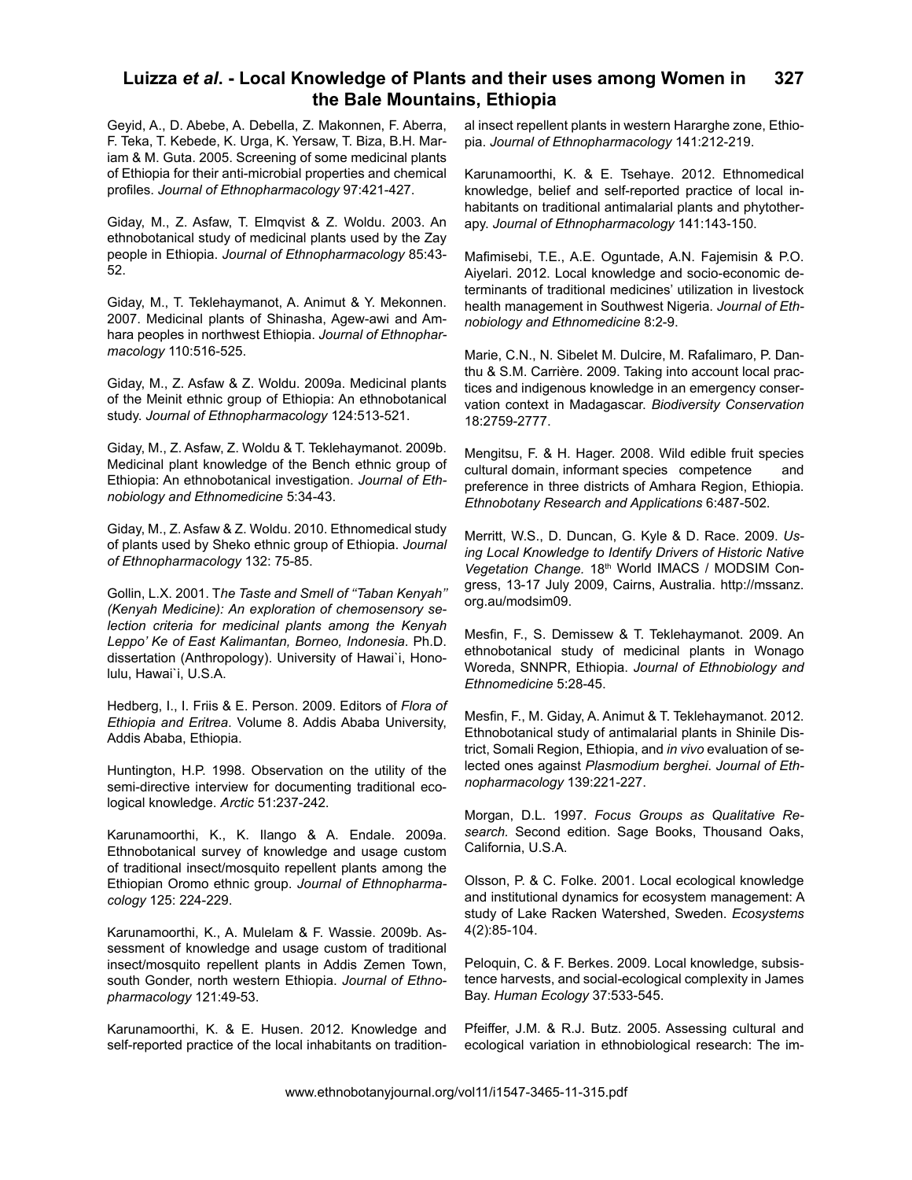Geyid, A., D. Abebe, A. Debella, Z. Makonnen, F. Aberra, F. Teka, T. Kebede, K. Urga, K. Yersaw, T. Biza, B.H. Mariam & M. Guta. 2005. Screening of some medicinal plants of Ethiopia for their anti-microbial properties and chemical profiles. *Journal of Ethnopharmacology* 97:421-427.

Giday, M., Z. Asfaw, T. Elmqvist & Z. Woldu. 2003. An ethnobotanical study of medicinal plants used by the Zay people in Ethiopia. *Journal of Ethnopharmacology* 85:43-52.

Giday, M., T. Teklehaymanot, A. Animut & Y. Mekonnen. 2007. Medicinal plants of Shinasha, Agew-awi and Amhara peoples in northwest Ethiopia. *Journal of Ethnopharmacology* 110:516-525.

Giday, M., Z. Asfaw & Z. Woldu. 2009a. Medicinal plants of the Meinit ethnic group of Ethiopia: An ethnobotanical study. *Journal of Ethnopharmacology* 124:513-521.

Giday, M., Z. Asfaw, Z. Woldu & T. Teklehaymanot. 2009b. Medicinal plant knowledge of the Bench ethnic group of Ethiopia: An ethnobotanical investigation. *Journal of Ethnobiology and Ethnomedicine* 5:34-43.

Giday, M., Z. Asfaw & Z. Woldu. 2010. Ethnomedical study of plants used by Sheko ethnic group of Ethiopia. *Journal of Ethnopharmacology* 132: 75-85.

Gollin, L.X. 2001. T*he Taste and Smell of "Taban Kenyah" (Kenyah Medicine): An exploration of chemosensory selection criteria for medicinal plants among the Kenyah Leppo' Ke of East Kalimantan, Borneo, Indonesia*. Ph.D. dissertation (Anthropology). University of Hawai`i, Honolulu, Hawai`i, U.S.A.

Hedberg, I., I. Friis & E. Person. 2009. Editors of *Flora of Ethiopia and Eritrea*. Volume 8. Addis Ababa University, Addis Ababa, Ethiopia.

Huntington, H.P. 1998. Observation on the utility of the semi-directive interview for documenting traditional ecological knowledge. *Arctic* 51:237-242.

Karunamoorthi, K., K. Ilango & A. Endale. 2009a. Ethnobotanical survey of knowledge and usage custom of traditional insect/mosquito repellent plants among the Ethiopian Oromo ethnic group. *Journal of Ethnopharmacology* 125: 224-229.

Karunamoorthi, K., A. Mulelam & F. Wassie. 2009b. Assessment of knowledge and usage custom of traditional insect/mosquito repellent plants in Addis Zemen Town, south Gonder, north western Ethiopia. *Journal of Ethnopharmacology* 121:49-53.

Karunamoorthi, K. & E. Husen. 2012. Knowledge and self-reported practice of the local inhabitants on traditional insect repellent plants in western Hararghe zone, Ethiopia. *Journal of Ethnopharmacology* 141:212-219.

Karunamoorthi, K. & E. Tsehaye. 2012. Ethnomedical knowledge, belief and self-reported practice of local inhabitants on traditional antimalarial plants and phytotherapy. *Journal of Ethnopharmacology* 141:143-150.

Mafimisebi, T.E., A.E. Oguntade, A.N. Fajemisin & P.O. Aiyelari. 2012. Local knowledge and socio-economic determinants of traditional medicines' utilization in livestock health management in Southwest Nigeria. *Journal of Ethnobiology and Ethnomedicine* 8:2-9.

Marie, C.N., N. Sibelet M. Dulcire, M. Rafalimaro, P. Danthu & S.M. Carrière. 2009. Taking into account local practices and indigenous knowledge in an emergency conservation context in Madagascar. *Biodiversity Conservation* 18:2759-2777.

Mengitsu, F. & H. Hager. 2008. Wild edible fruit species cultural domain, informant species competence and preference in three districts of Amhara Region, Ethiopia. *Ethnobotany Research and Applications* 6:487-502.

Merritt, W.S., D. Duncan, G. Kyle & D. Race. 2009. *Using Local Knowledge to Identify Drivers of Historic Native Vegetation Change.* 18th World IMACS / MODSIM Congress, 13-17 July 2009, Cairns, Australia. http://mssanz.org.au/modsim09.

Mesfin, F., S. Demissew & T. Teklehaymanot. 2009. An ethnobotanical study of medicinal plants in Wonago Woreda, SNNPR, Ethiopia. *Journal of Ethnobiology and Ethnomedicine* 5:28-45.

Mesfin, F., M. Giday, A. Animut & T. Teklehaymanot. 2012. Ethnobotanical study of antimalarial plants in Shinile District, Somali Region, Ethiopia, and *in vivo* evaluation of selected ones against *Plasmodium berghei*. *Journal of Ethnopharmacology* 139:221-227.

Morgan, D.L. 1997. *Focus Groups as Qualitative Research.* Second edition. Sage Books, Thousand Oaks, California, U.S.A.

Olsson, P. & C. Folke. 2001. Local ecological knowledge and institutional dynamics for ecosystem management: A study of Lake Racken Watershed, Sweden. *Ecosystems* 4(2):85-104.

Peloquin, C. & F. Berkes. 2009. Local knowledge, subsistence harvests, and social-ecological complexity in James Bay. *Human Ecology* 37:533-545.

Pfeiffer, J.M. & R.J. Butz. 2005. Assessing cultural and ecological variation in ethnobiological research: The im-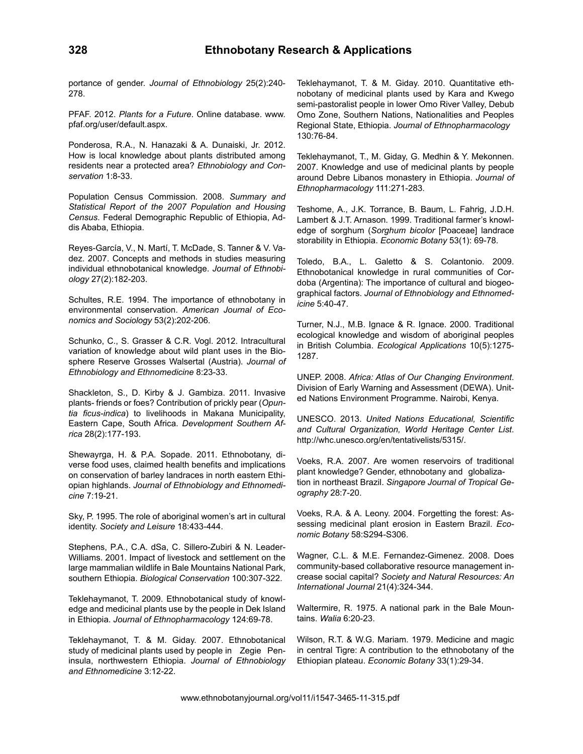portance of gender. *Journal of Ethnobiology* 25(2):240-278.

PFAF. 2012. *Plants for a Future*. Online database. www.pfaf.org/user/default.aspx.

Ponderosa, R.A., N. Hanazaki & A. Dunaiski, Jr. 2012. How is local knowledge about plants distributed among residents near a protected area? *Ethnobiology and Conservation* 1:8-33.

Population Census Commission. 2008. *Summary and Statistical Report of the 2007 Population and Housing Census*. Federal Demographic Republic of Ethiopia, Addis Ababa, Ethiopia.

Reyes-García, V., N. Martí, T. McDade, S. Tanner & V. Vadez. 2007. Concepts and methods in studies measuring individual ethnobotanical knowledge. *Journal of Ethnobiology* 27(2):182-203.

Schultes, R.E. 1994. The importance of ethnobotany in environmental conservation. *American Journal of Economics and Sociology* 53(2):202-206.

Schunko, C., S. Grasser & C.R. Vogl. 2012. Intracultural variation of knowledge about wild plant uses in the Biosphere Reserve Grosses Walsertal (Austria). *Journal of Ethnobiology and Ethnomedicine* 8:23-33.

Shackleton, S., D. Kirby & J. Gambiza. 2011. Invasive plants- friends or foes? Contribution of prickly pear (*Opuntia ficus-indica*) to livelihoods in Makana Municipality, Eastern Cape, South Africa. *Development Southern Africa* 28(2):177-193.

Shewayrga, H. & P.A. Sopade. 2011. Ethnobotany, diverse food uses, claimed health benefits and implications on conservation of barley landraces in north eastern Ethiopian highlands. *Journal of Ethnobiology and Ethnomedicine* 7:19-21.

Sky, P. 1995. The role of aboriginal women's art in cultural identity. *Society and Leisure* 18:433-444.

Stephens, P.A., C.A. dSa, C. Sillero-Zubiri & N. Leader-Williams. 2001. Impact of livestock and settlement on the large mammalian wildlife in Bale Mountains National Park, southern Ethiopia. *Biological Conservation* 100:307-322.

Teklehaymanot, T. 2009. Ethnobotanical study of knowledge and medicinal plants use by the people in Dek Island in Ethiopia. *Journal of Ethnopharmacology* 124:69-78.

Teklehaymanot, T. & M. Giday. 2007. Ethnobotanical study of medicinal plants used by people in Zegie Peninsula, northwestern Ethiopia. *Journal of Ethnobiology and Ethnomedicine* 3:12-22.

Teklehaymanot, T. & M. Giday. 2010. Quantitative ethnobotany of medicinal plants used by Kara and Kwego semi-pastoralist people in lower Omo River Valley, Debub Omo Zone, Southern Nations, Nationalities and Peoples Regional State, Ethiopia. *Journal of Ethnopharmacology* 130:76-84.

Teklehaymanot, T., M. Giday, G. Medhin & Y. Mekonnen. 2007. Knowledge and use of medicinal plants by people around Debre Libanos monastery in Ethiopia. *Journal of Ethnopharmacology* 111:271-283.

Teshome, A., J.K. Torrance, B. Baum, L. Fahrig, J.D.H. Lambert & J.T. Arnason. 1999. Traditional farmer's knowledge of sorghum (*Sorghum bicolor* [Poaceae] landrace storability in Ethiopia. *Economic Botany* 53(1): 69-78.

Toledo, B.A., L. Galetto & S. Colantonio. 2009. Ethnobotanical knowledge in rural communities of Cordoba (Argentina): The importance of cultural and biogeographical factors. *Journal of Ethnobiology and Ethnomedicine* 5:40-47.

Turner, N.J., M.B. Ignace & R. Ignace. 2000. Traditional ecological knowledge and wisdom of aboriginal peoples in British Columbia. *Ecological Applications* 10(5):1275-1287.

UNEP. 2008. *Africa: Atlas of Our Changing Environment*. Division of Early Warning and Assessment (DEWA). United Nations Environment Programme. Nairobi, Kenya.

UNESCO. 2013. *United Nations Educational, Scientific and Cultural Organization, World Heritage Center List*. http://whc.unesco.org/en/tentativelists/5315/.

Voeks, R.A. 2007. Are women reservoirs of traditional plant knowledge? Gender, ethnobotany and globalization in northeast Brazil. *Singapore Journal of Tropical Geography* 28:7-20.

Voeks, R.A. & A. Leony. 2004. Forgetting the forest: Assessing medicinal plant erosion in Eastern Brazil. *Economic Botany* 58:S294-S306.

Wagner, C.L. & M.E. Fernandez-Gimenez. 2008. Does community-based collaborative resource management increase social capital? *Society and Natural Resources: An International Journal* 21(4):324-344.

Waltermire, R. 1975. A national park in the Bale Mountains. *Walia* 6:20-23.

Wilson, R.T. & W.G. Mariam. 1979. Medicine and magic in central Tigre: A contribution to the ethnobotany of the Ethiopian plateau. *Economic Botany* 33(1):29-34.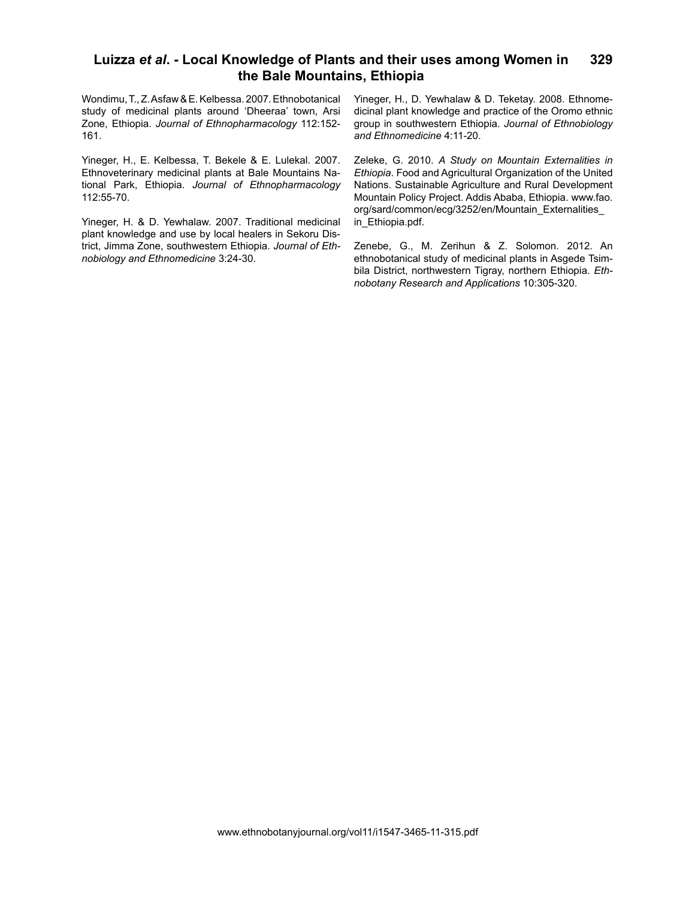Wondimu, T., Z. Asfaw & E. Kelbessa. 2007. Ethnobotanical study of medicinal plants around 'Dheeraa' town, Arsi Zone, Ethiopia. *Journal of Ethnopharmacology* 112:152-161.

Yineger, H., E. Kelbessa, T. Bekele & E. Lulekal. 2007. Ethnoveterinary medicinal plants at Bale Mountains National Park, Ethiopia. *Journal of Ethnopharmacology* 112:55-70.

Yineger, H. & D. Yewhalaw. 2007. Traditional medicinal plant knowledge and use by local healers in Sekoru District, Jimma Zone, southwestern Ethiopia. *Journal of Ethnobiology and Ethnomedicine* 3:24-30.

Yineger, H., D. Yewhalaw & D. Teketay. 2008. Ethnomedicinal plant knowledge and practice of the Oromo ethnic group in southwestern Ethiopia. *Journal of Ethnobiology and Ethnomedicine* 4:11-20.

Zeleke, G. 2010. *A Study on Mountain Externalities in Ethiopia*. Food and Agricultural Organization of the United Nations. Sustainable Agriculture and Rural Development Mountain Policy Project. Addis Ababa, Ethiopia. www.fao.org/sard/common/ecg/3252/en/Mountain_Externalities_in_Ethiopia.pdf.

Zenebe, G., M. Zerihun & Z. Solomon. 2012. An ethnobotanical study of medicinal plants in Asgede Tsimbila District, northwestern Tigray, northern Ethiopia. *Ethnobotany Research and Applications* 10:305-320.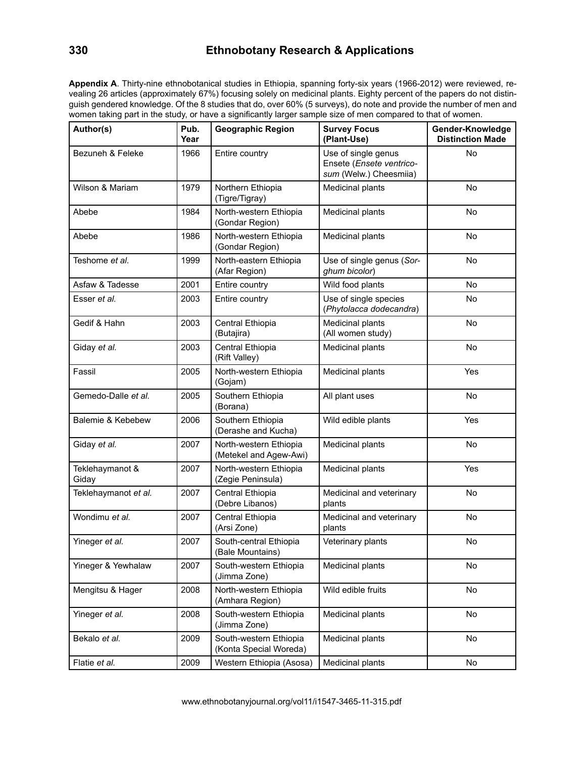**Appendix A**. Thirty-nine ethnobotanical studies in Ethiopia, spanning forty-six years (1966-2012) were reviewed, revealing 26 articles (approximately 67%) focusing solely on medicinal plants. Eighty percent of the papers do not distinguish gendered knowledge. Of the 8 studies that do, over 60% (5 surveys), do note and provide the number of men and women taking part in the study, or have a significantly larger sample size of men compared to that of women.

| Author(s) | Pub. Year | Geographic Region | Survey Focus (Plant-Use) | Gender-Knowledge Distinction Made |
|---|---|---|---|---|
| Bezuneh & Feleke | 1966 | Entire country | Use of single genus Ensete (*Ensete ventricosum* (Welw.) Cheesmiia) | No |
| Wilson & Mariam | 1979 | Northern Ethiopia (Tigre/Tigray) | Medicinal plants | No |
| Abebe | 1984 | North-western Ethiopia (Gondar Region) | Medicinal plants | No |
| Abebe | 1986 | North-western Ethiopia (Gondar Region) | Medicinal plants | No |
| Teshome *et al.* | 1999 | North-eastern Ethiopia (Afar Region) | Use of single genus (*Sorghum bicolor*) | No |
| Asfaw & Tadesse | 2001 | Entire country | Wild food plants | No |
| Esser *et al.* | 2003 | Entire country | Use of single species (*Phytolacca dodecandra*) | No |
| Gedif & Hahn | 2003 | Central Ethiopia (Butajira) | Medicinal plants (All women study) | No |
| Giday *et al.* | 2003 | Central Ethiopia (Rift Valley) | Medicinal plants | No |
| Fassil | 2005 | North-western Ethiopia (Gojam) | Medicinal plants | Yes |
| Gemedo-Dalle *et al.* | 2005 | Southern Ethiopia (Borana) | All plant uses | No |
| Balemie & Kebebew | 2006 | Southern Ethiopia (Derashe and Kucha) | Wild edible plants | Yes |
| Giday *et al.* | 2007 | North-western Ethiopia (Metekel and Agew-Awi) | Medicinal plants | No |
| Teklehaymanot & Giday | 2007 | North-western Ethiopia (Zegie Peninsula) | Medicinal plants | Yes |
| Teklehaymanot *et al.* | 2007 | Central Ethiopia (Debre Libanos) | Medicinal and veterinary plants | No |
| Wondimu *et al.* | 2007 | Central Ethiopia (Arsi Zone) | Medicinal and veterinary plants | No |
| Yineger *et al.* | 2007 | South-central Ethiopia (Bale Mountains) | Veterinary plants | No |
| Yineger & Yewhalaw | 2007 | South-western Ethiopia (Jimma Zone) | Medicinal plants | No |
| Mengitsu & Hager | 2008 | North-western Ethiopia (Amhara Region) | Wild edible fruits | No |
| Yineger *et al.* | 2008 | South-western Ethiopia (Jimma Zone) | Medicinal plants | No |
| Bekalo *et al.* | 2009 | South-western Ethiopia (Konta Special Woreda) | Medicinal plants | No |
| Flatie *et al.* | 2009 | Western Ethiopia (Asosa) | Medicinal plants | No |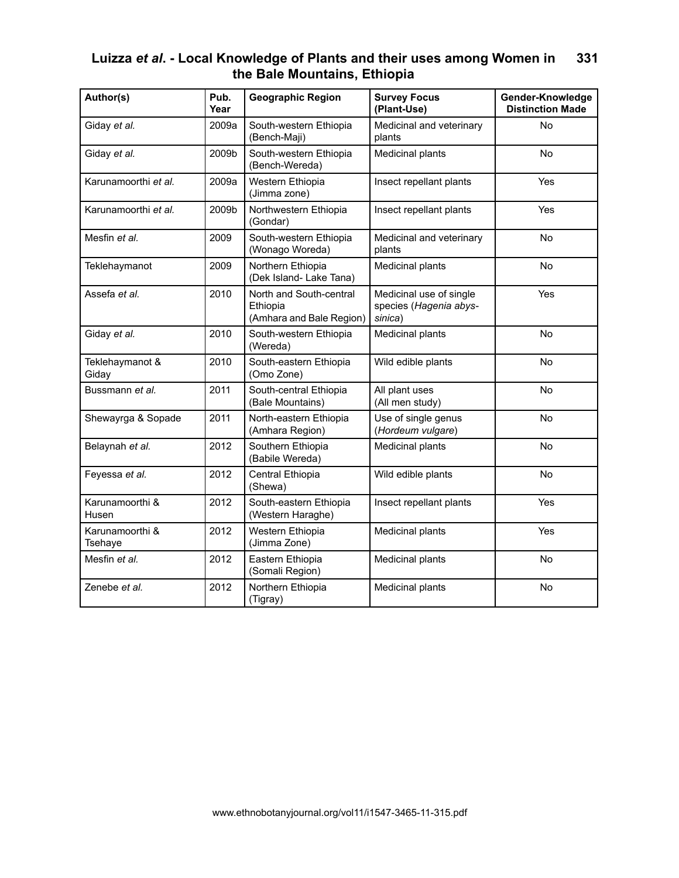| Author(s) | Pub. Year | Geographic Region | Survey Focus (Plant-Use) | Gender-Knowledge Distinction Made |
|---|---|---|---|---|
| Giday *et al.* | 2009a | South-western Ethiopia (Bench-Maji) | Medicinal and veterinary plants | No |
| Giday *et al.* | 2009b | South-western Ethiopia (Bench-Wereda) | Medicinal plants | No |
| Karunamoorthi *et al.* | 2009a | Western Ethiopia (Jimma zone) | Insect repellant plants | Yes |
| Karunamoorthi *et al.* | 2009b | Northwestern Ethiopia (Gondar) | Insect repellant plants | Yes |
| Mesfin *et al.* | 2009 | South-western Ethiopia (Wonago Woreda) | Medicinal and veterinary plants | No |
| Teklehaymanot | 2009 | Northern Ethiopia (Dek Island- Lake Tana) | Medicinal plants | No |
| Assefa *et al.* | 2010 | North and South-central Ethiopia (Amhara and Bale Region) | Medicinal use of single species (*Hagenia abys-sinica*) | Yes |
| Giday *et al.* | 2010 | South-western Ethiopia (Wereda) | Medicinal plants | No |
| Teklehaymanot & Giday | 2010 | South-eastern Ethiopia (Omo Zone) | Wild edible plants | No |
| Bussmann *et al.* | 2011 | South-central Ethiopia (Bale Mountains) | All plant uses (All men study) | No |
| Shewayrga & Sopade | 2011 | North-eastern Ethiopia (Amhara Region) | Use of single genus (*Hordeum vulgare*) | No |
| Belaynah *et al.* | 2012 | Southern Ethiopia (Babile Wereda) | Medicinal plants | No |
| Feyessa *et al.* | 2012 | Central Ethiopia (Shewa) | Wild edible plants | No |
| Karunamoorthi & Husen | 2012 | South-eastern Ethiopia (Western Haraghe) | Insect repellant plants | Yes |
| Karunamoorthi & Tsehaye | 2012 | Western Ethiopia (Jimma Zone) | Medicinal plants | Yes |
| Mesfin *et al.* | 2012 | Eastern Ethiopia (Somali Region) | Medicinal plants | No |
| Zenebe *et al.* | 2012 | Northern Ethiopia (Tigray) | Medicinal plants | No |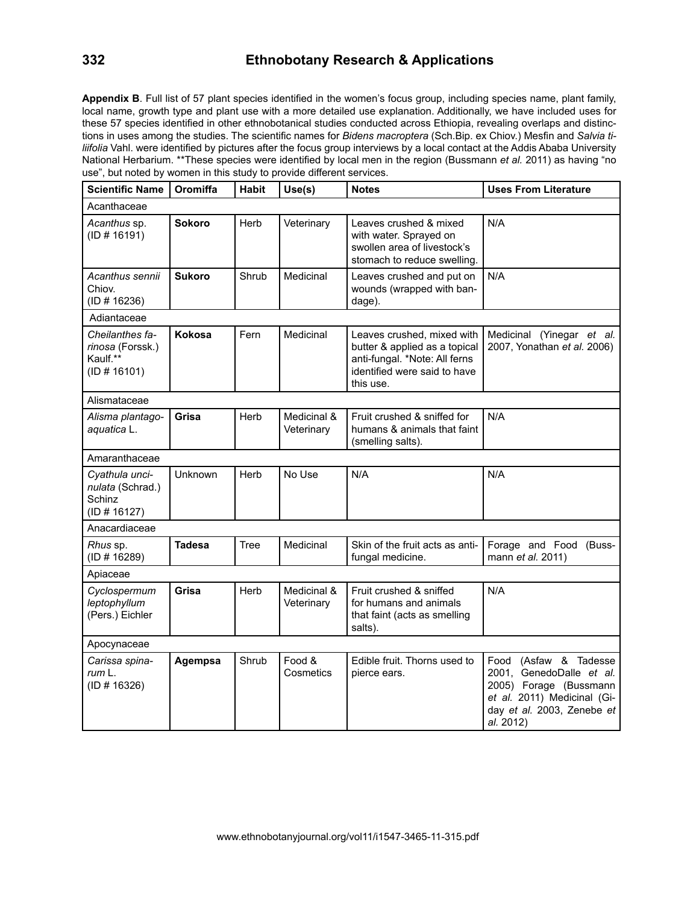**Appendix B**. Full list of 57 plant species identified in the women's focus group, including species name, plant family, local name, growth type and plant use with a more detailed use explanation. Additionally, we have included uses for these 57 species identified in other ethnobotanical studies conducted across Ethiopia, revealing overlaps and distinctions in uses among the studies. The scientific names for *Bidens macroptera* (Sch.Bip. ex Chiov.) Mesfin and *Salvia tiliifolia* Vahl. were identified by pictures after the focus group interviews by a local contact at the Addis Ababa University National Herbarium. **These species were identified by local men in the region (Bussmann *et al.* 2011) as having "no use", but noted by women in this study to provide different services.

| Scientific Name | Oromiffa | Habit | Use(s) | Notes | Uses From Literature |
|---|---|---|---|---|---|
| Acanthaceae | | | | | |
| *Acanthus* sp. (ID # 16191) | **Sokoro** | Herb | Veterinary | Leaves crushed & mixed with water. Sprayed on swollen area of livestock's stomach to reduce swelling. | N/A |
| *Acanthus sennii* Chiov. (ID # 16236) | **Sukoro** | Shrub | Medicinal | Leaves crushed and put on wounds (wrapped with bandage). | N/A |
| Adiantaceae | | | | | |
| *Cheilanthes farinosa* (Forssk.) Kaulf.** (ID # 16101) | **Kokosa** | Fern | Medicinal | Leaves crushed, mixed with butter & applied as a topical anti-fungal. *Note: All ferns identified were said to have this use. | Medicinal (Yinegar *et al.* 2007, Yonathan *et al.* 2006) |
| Alismataceae | | | | | |
| *Alisma plantago-aquatica* L. | **Grisa** | Herb | Medicinal & Veterinary | Fruit crushed & sniffed for humans & animals that faint (smelling salts). | N/A |
| Amaranthaceae | | | | | |
| *Cyathula uncinulata* (Schrad.) Schinz (ID # 16127) | Unknown | Herb | No Use | N/A | N/A |
| Anacardiaceae | | | | | |
| *Rhus* sp. (ID # 16289) | **Tadesa** | Tree | Medicinal | Skin of the fruit acts as anti-fungal medicine. | Forage and Food (Bussmann *et al.* 2011) |
| Apiaceae | | | | | |
| *Cyclospermum leptophyllum* (Pers.) Eichler | **Grisa** | Herb | Medicinal & Veterinary | Fruit crushed & sniffed for humans and animals that faint (acts as smelling salts). | N/A |
| Apocynaceae | | | | | |
| *Carissa spinarum* L. (ID # 16326) | **Agempsa** | Shrub | Food & Cosmetics | Edible fruit. Thorns used to pierce ears. | Food (Asfaw & Tadesse 2001, GenedoDalle *et al.* 2005) Forage (Bussmann *et al.* 2011) Medicinal (Giday *et al.* 2003, Zenebe *et al.* 2012) |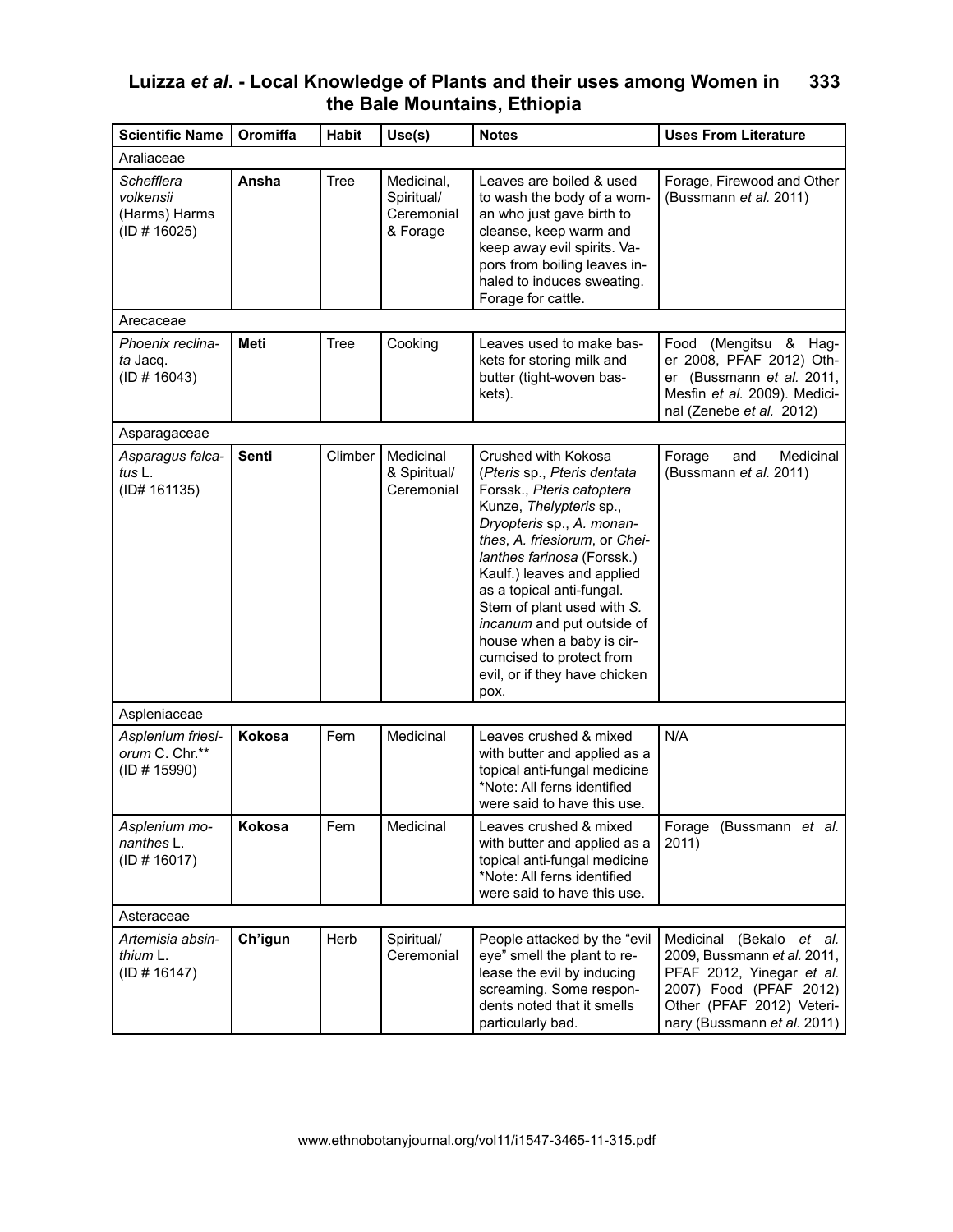| Scientific Name | Oromiffa | Habit | Use(s) | Notes | Uses From Literature |
|---|---|---|---|---|---|
| Araliaceae | | | | | |
| *Schefflera volkensii* (Harms) Harms (ID # 16025) | **Ansha** | Tree | Medicinal, Spiritual/ Ceremonial & Forage | Leaves are boiled & used to wash the body of a woman who just gave birth to cleanse, keep warm and keep away evil spirits. Vapors from boiling leaves inhaled to induces sweating. Forage for cattle. | Forage, Firewood and Other (Bussmann *et al.* 2011) |
| Arecaceae | | | | | |
| *Phoenix reclinata* Jacq. (ID # 16043) | **Meti** | Tree | Cooking | Leaves used to make baskets for storing milk and butter (tight-woven baskets). | Food (Mengitsu & Hager 2008, PFAF 2012) Other (Bussmann *et al.* 2011, Mesfin *et al.* 2009). Medicinal (Zenebe *et al.* 2012) |
| Asparagaceae | | | | | |
| *Asparagus falcatus* L. (ID# 161135) | **Senti** | Climber | Medicinal & Spiritual/ Ceremonial | Crushed with Kokosa (*Pteris* sp., *Pteris dentata* Forssk., *Pteris catoptera* Kunze, *Thelypteris* sp., *Dryopteris* sp., *A. monanthes*, *A. friesiorum*, or *Cheilanthes farinosa* (Forssk.) Kaulf.) leaves and applied as a topical anti-fungal. Stem of plant used with *S. incanum* and put outside of house when a baby is circumcised to protect from evil, or if they have chicken pox. | Forage and Medicinal (Bussmann *et al.* 2011) |
| Aspleniaceae | | | | | |
| *Asplenium friesiorum* C. Chr.** (ID # 15990) | **Kokosa** | Fern | Medicinal | Leaves crushed & mixed with butter and applied as a topical anti-fungal medicine *Note: All ferns identified were said to have this use. | N/A |
| *Asplenium monanthes* L. (ID # 16017) | **Kokosa** | Fern | Medicinal | Leaves crushed & mixed with butter and applied as a topical anti-fungal medicine *Note: All ferns identified were said to have this use. | Forage (Bussmann *et al.* 2011) |
| Asteraceae | | | | | |
| *Artemisia absinthium* L. (ID # 16147) | **Ch'igun** | Herb | Spiritual/ Ceremonial | People attacked by the "evil eye" smell the plant to release the evil by inducing screaming. Some respondents noted that it smells particularly bad. | Medicinal (Bekalo *et al.* 2009, Bussmann *et al.* 2011, PFAF 2012, Yinegar *et al.* 2007) Food (PFAF 2012) Other (PFAF 2012) Veterinary (Bussmann *et al.* 2011) |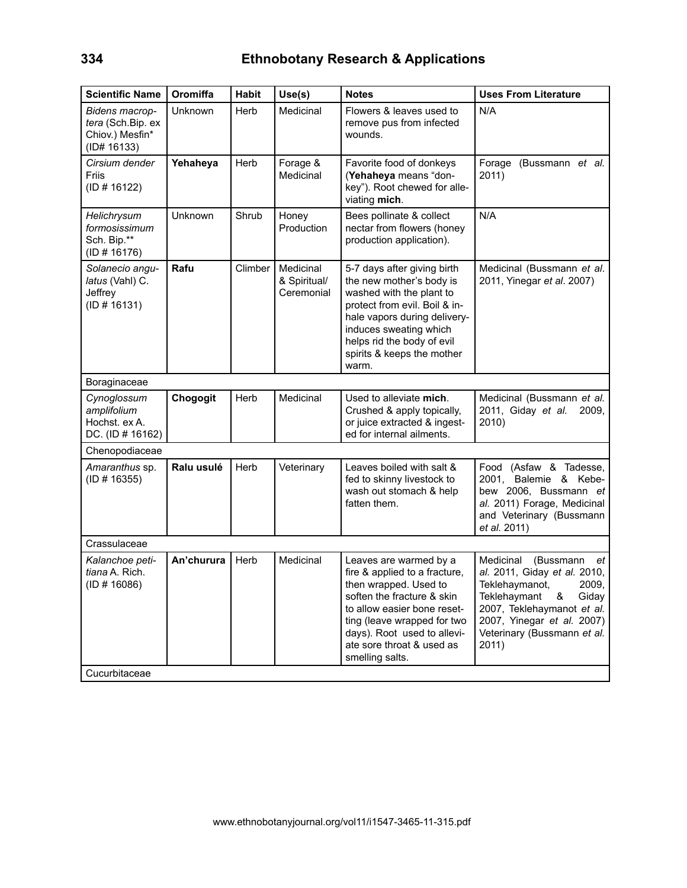| Scientific Name | Oromiffa | Habit | Use(s) | Notes | Uses From Literature |
|---|---|---|---|---|---|
| *Bidens macroptera* (Sch.Bip. ex Chiov.) Mesfin* (ID# 16133) | Unknown | Herb | Medicinal | Flowers & leaves used to remove pus from infected wounds. | N/A |
| *Cirsium dender* Friis (ID # 16122) | **Yehaheya** | Herb | Forage & Medicinal | Favorite food of donkeys (**Yehaheya** means "donkey"). Root chewed for alleviating **mich**. | Forage (Bussmann *et al.* 2011) |
| *Helichrysum formosissimum* Sch. Bip.** (ID # 16176) | Unknown | Shrub | Honey Production | Bees pollinate & collect nectar from flowers (honey production application). | N/A |
| *Solanecio angulatus* (Vahl) C. Jeffrey (ID # 16131) | **Rafu** | Climber | Medicinal & Spiritual/ Ceremonial | 5-7 days after giving birth the new mother's body is washed with the plant to protect from evil. Boil & inhale vapors during delivery-induces sweating which helps rid the body of evil spirits & keeps the mother warm. | Medicinal (Bussmann *et al.* 2011, Yinegar *et al.* 2007) |
| Boraginaceae | | | | | |
| *Cynoglossum amplifolium* Hochst. ex A. DC. (ID # 16162) | **Chogogit** | Herb | Medicinal | Used to alleviate **mich**. Crushed & apply topically, or juice extracted & ingested for internal ailments. | Medicinal (Bussmann *et al.* 2011, Giday *et al.* 2009, 2010) |
| Chenopodiaceae | | | | | |
| *Amaranthus* sp. (ID # 16355) | **Ralu usulé** | Herb | Veterinary | Leaves boiled with salt & fed to skinny livestock to wash out stomach & help fatten them. | Food (Asfaw & Tadesse, 2001, Balemie & Kebebew 2006, Bussmann *et al.* 2011) Forage, Medicinal and Veterinary (Bussmann *et al.* 2011) |
| Crassulaceae | | | | | |
| *Kalanchoe petitiana* A. Rich. (ID # 16086) | **An'churura** | Herb | Medicinal | Leaves are warmed by a fire & applied to a fracture, then wrapped. Used to soften the fracture & skin to allow easier bone resetting (leave wrapped for two days). Root used to alleviate sore throat & used as smelling salts. | Medicinal (Bussmann *et al.* 2011, Giday *et al.* 2010, Teklehaymanot, 2009, Teklehaymant & Giday 2007, Teklehaymanot *et al.* 2007, Yinegar *et al.* 2007) Veterinary (Bussmann *et al.* 2011) |
| Cucurbitaceae | | | | | |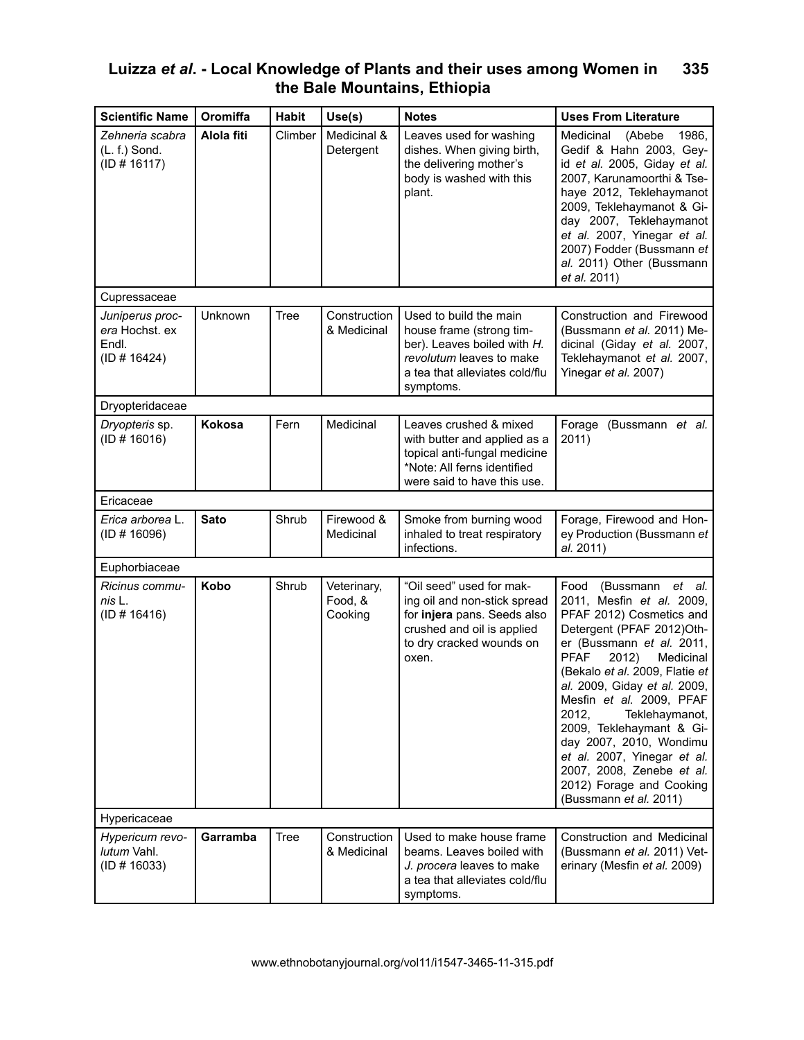| Scientific Name | Oromiffa | Habit | Use(s) | Notes | Uses From Literature |
|---|---|---|---|---|---|
| *Zehneria scabra* (L. f.) Sond. (ID # 16117) | **Alola fiti** | Climber | Medicinal & Detergent | Leaves used for washing dishes. When giving birth, the delivering mother's body is washed with this plant. | Medicinal (Abebe 1986, Gedif & Hahn 2003, Geyid *et al.* 2005, Giday *et al.* 2007, Karunamoorthi & Tsehaye 2012, Teklehaymanot 2009, Teklehaymanot & Giday 2007, Teklehaymanot *et al.* 2007, Yinegar *et al.* 2007) Fodder (Bussmann *et al.* 2011) Other (Bussmann *et al.* 2011) |
| Cupressaceae | | | | | |
| *Juniperus procera* Hochst. ex Endl. (ID # 16424) | Unknown | Tree | Construction & Medicinal | Used to build the main house frame (strong timber). Leaves boiled with *H. revolutum* leaves to make a tea that alleviates cold/flu symptoms. | Construction and Firewood (Bussmann *et al.* 2011) Medicinal (Giday *et al.* 2007, Teklehaymanot *et al.* 2007, Yinegar *et al.* 2007) |
| Dryopteridaceae | | | | | |
| *Dryopteris* sp. (ID # 16016) | **Kokosa** | Fern | Medicinal | Leaves crushed & mixed with butter and applied as a topical anti-fungal medicine *Note: All ferns identified were said to have this use. | Forage (Bussmann *et al.* 2011) |
| Ericaceae | | | | | |
| *Erica arborea* L. (ID # 16096) | **Sato** | Shrub | Firewood & Medicinal | Smoke from burning wood inhaled to treat respiratory infections. | Forage, Firewood and Honey Production (Bussmann *et al.* 2011) |
| Euphorbiaceae | | | | | |
| *Ricinus communis* L. (ID # 16416) | **Kobo** | Shrub | Veterinary, Food, & Cooking | "Oil seed" used for making oil and non-stick spread for **injera** pans. Seeds also crushed and oil is applied to dry cracked wounds on oxen. | Food (Bussmann *et al.* 2011, Mesfin *et al.* 2009, PFAF 2012) Cosmetics and Detergent (PFAF 2012)Other (Bussmann *et al.* 2011, PFAF 2012) Medicinal (Bekalo *et al.* 2009, Flatie *et al.* 2009, Giday *et al.* 2009, Mesfin *et al.* 2009, PFAF 2012, Teklehaymanot, 2009, Teklehaymant & Giday 2007, 2010, Wondimu *et al.* 2007, Yinegar *et al.* 2007, 2008, Zenebe *et al.* 2012) Forage and Cooking (Bussmann *et al.* 2011) |
| Hypericaceae | | | | | |
| *Hypericum revolutum* Vahl. (ID # 16033) | **Garramba** | Tree | Construction & Medicinal | Used to make house frame beams. Leaves boiled with *J. procera* leaves to make a tea that alleviates cold/flu symptoms. | Construction and Medicinal (Bussmann *et al.* 2011) Veterinary (Mesfin *et al.* 2009) |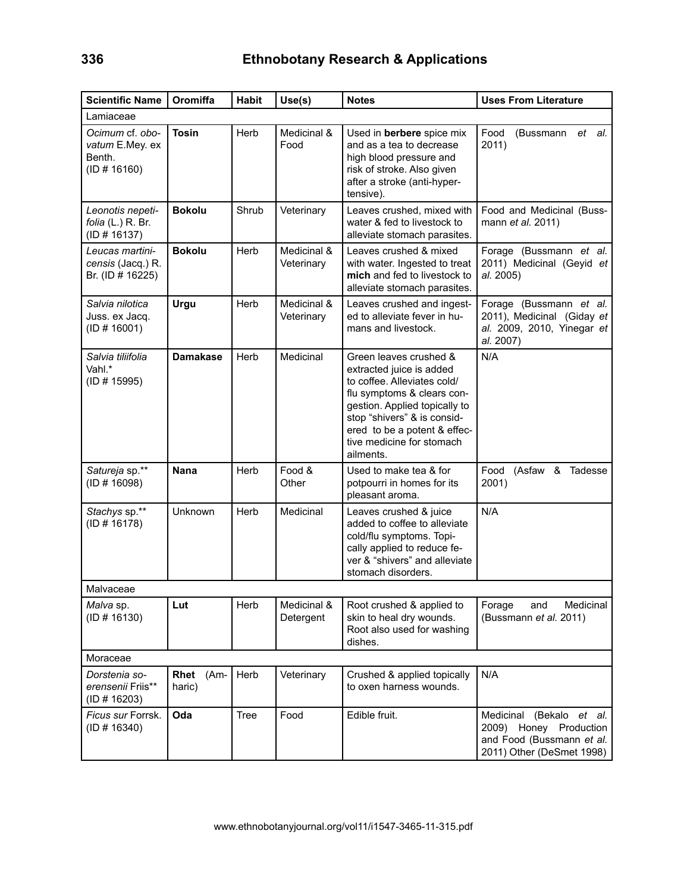| Scientific Name | Oromiffa | Habit | Use(s) | Notes | Uses From Literature |
|---|---|---|---|---|---|
| Lamiaceae | | | | | |
| *Ocimum* cf. *obovatum* E.Mey. ex Benth. (ID # 16160) | **Tosin** | Herb | Medicinal & Food | Used in **berbere** spice mix and as a tea to decrease high blood pressure and risk of stroke. Also given after a stroke (anti-hypertensive). | Food (Bussmann *et al.* 2011) |
| *Leonotis nepetifolia* (L.) R. Br. (ID # 16137) | **Bokolu** | Shrub | Veterinary | Leaves crushed, mixed with water & fed to livestock to alleviate stomach parasites. | Food and Medicinal (Bussmann *et al.* 2011) |
| *Leucas martinicensis* (Jacq.) R. Br. (ID # 16225) | **Bokolu** | Herb | Medicinal & Veterinary | Leaves crushed & mixed with water. Ingested to treat **mich** and fed to livestock to alleviate stomach parasites. | Forage (Bussmann *et al.* 2011) Medicinal (Geyid *et al.* 2005) |
| *Salvia nilotica* Juss. ex Jacq. (ID # 16001) | **Urgu** | Herb | Medicinal & Veterinary | Leaves crushed and ingested to alleviate fever in humans and livestock. | Forage (Bussmann *et al.* 2011), Medicinal (Giday *et al.* 2009, 2010, Yinegar *et al.* 2007) |
| *Salvia tiliifolia* Vahl.* (ID # 15995) | **Damakase** | Herb | Medicinal | Green leaves crushed & extracted juice is added to coffee. Alleviates cold/flu symptoms & clears congestion. Applied topically to stop "shivers" & is considered to be a potent & effective medicine for stomach ailments. | N/A |
| *Satureja* sp.** (ID # 16098) | **Nana** | Herb | Food & Other | Used to make tea & for potpourri in homes for its pleasant aroma. | Food (Asfaw & Tadesse 2001) |
| *Stachys* sp.** (ID # 16178) | Unknown | Herb | Medicinal | Leaves crushed & juice added to coffee to alleviate cold/flu symptoms. Topically applied to reduce fever & "shivers" and alleviate stomach disorders. | N/A |
| Malvaceae | | | | | |
| *Malva* sp. (ID # 16130) | **Lut** | Herb | Medicinal & Detergent | Root crushed & applied to skin to heal dry wounds. Root also used for washing dishes. | Forage and Medicinal (Bussmann *et al.* 2011) |
| Moraceae | | | | | |
| *Dorstenia soerensenii* Friis** (ID # 16203) | **Rhet** (Amharic) | Herb | Veterinary | Crushed & applied topically to oxen harness wounds. | N/A |
| *Ficus sur* Forrsk. (ID # 16340) | **Oda** | Tree | Food | Edible fruit. | Medicinal (Bekalo *et al.* 2009) Honey Production and Food (Bussmann *et al.* 2011) Other (DeSmet 1998) |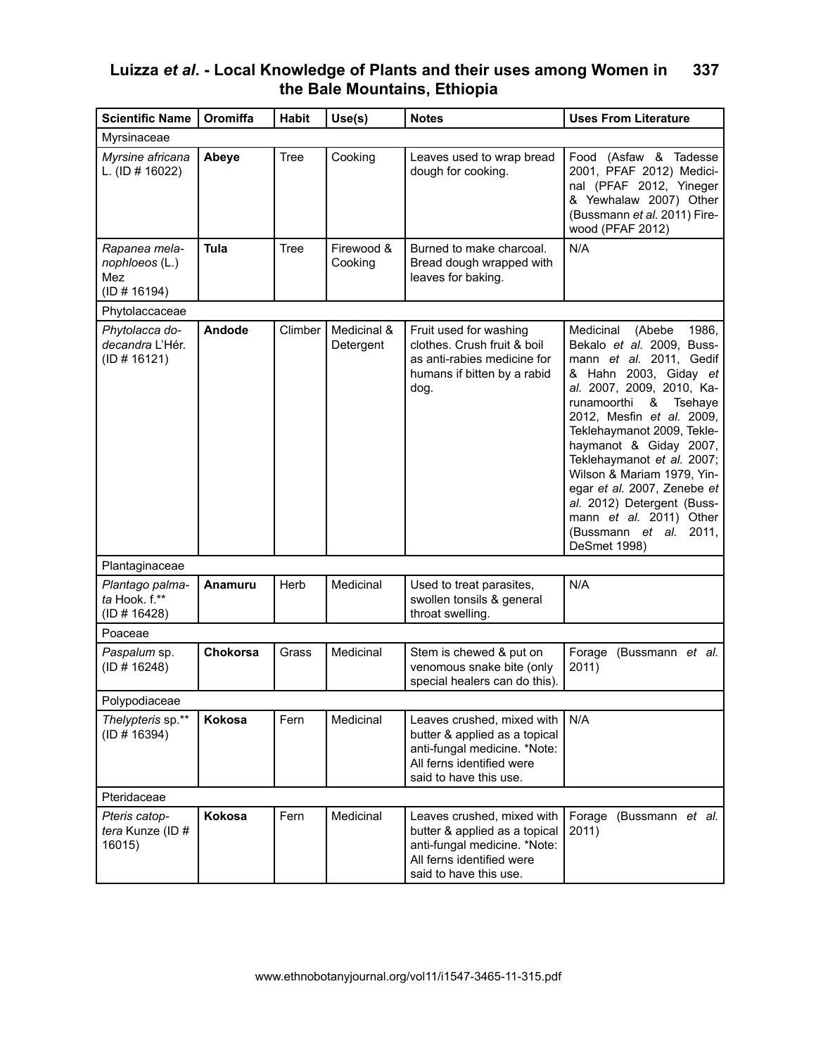| Scientific Name | Oromiffa | Habit | Use(s) | Notes | Uses From Literature |
|---|---|---|---|---|---|
| Myrsinaceae | | | | | |
| *Myrsine africana* L. (ID # 16022) | **Abeye** | Tree | Cooking | Leaves used to wrap bread dough for cooking. | Food (Asfaw & Tadesse 2001, PFAF 2012) Medicinal (PFAF 2012, Yineger & Yewhalaw 2007) Other (Bussmann *et al.* 2011) Firewood (PFAF 2012) |
| *Rapanea melanophloeos* (L.) Mez (ID # 16194) | **Tula** | Tree | Firewood & Cooking | Burned to make charcoal. Bread dough wrapped with leaves for baking. | N/A |
| Phytolaccaceae | | | | | |
| *Phytolacca dodecandra* L'Hér. (ID # 16121) | **Andode** | Climber | Medicinal & Detergent | Fruit used for washing clothes. Crush fruit & boil as anti-rabies medicine for humans if bitten by a rabid dog. | Medicinal (Abebe 1986, Bekalo *et al.* 2009, Bussmann *et al.* 2011, Gedif & Hahn 2003, Giday *et al.* 2007, 2009, 2010, Karunamoorthi & Tsehaye 2012, Mesfin *et al.* 2009, Teklehaymanot 2009, Teklehaymanot & Giday 2007, Teklehaymanot *et al.* 2007; Wilson & Mariam 1979, Yinegar *et al.* 2007, Zenebe *et al.* 2012) Detergent (Bussmann *et al.* 2011) Other (Bussmann *et al.* 2011, DeSmet 1998) |
| Plantaginaceae | | | | | |
| *Plantago palmata* Hook. f.** (ID # 16428) | **Anamuru** | Herb | Medicinal | Used to treat parasites, swollen tonsils & general throat swelling. | N/A |
| Poaceae | | | | | |
| *Paspalum* sp. (ID # 16248) | **Chokorsa** | Grass | Medicinal | Stem is chewed & put on venomous snake bite (only special healers can do this). | Forage (Bussmann *et al.* 2011) |
| Polypodiaceae | | | | | |
| *Thelypteris* sp.** (ID # 16394) | **Kokosa** | Fern | Medicinal | Leaves crushed, mixed with butter & applied as a topical anti-fungal medicine. *Note: All ferns identified were said to have this use. | N/A |
| Pteridaceae | | | | | |
| *Pteris catoptera* Kunze (ID # 16015) | **Kokosa** | Fern | Medicinal | Leaves crushed, mixed with butter & applied as a topical anti-fungal medicine. *Note: All ferns identified were said to have this use. | Forage (Bussmann *et al.* 2011) |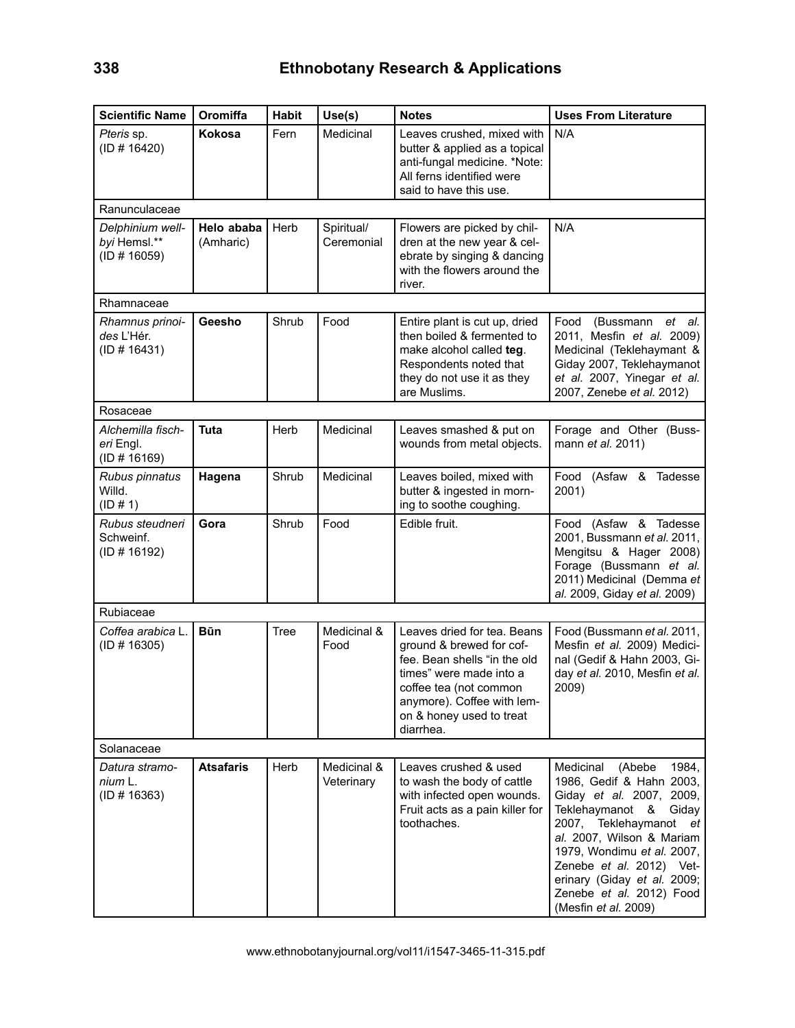| Scientific Name | Oromiffa | Habit | Use(s) | Notes | Uses From Literature |
|---|---|---|---|---|---|
| *Pteris* sp. (ID # 16420) | **Kokosa** | Fern | Medicinal | Leaves crushed, mixed with butter & applied as a topical anti-fungal medicine. *Note: All ferns identified were said to have this use. | N/A |
| Ranunculaceae | | | | | |
| *Delphinium wellbyi* Hemsl.** (ID # 16059) | **Helo ababa** (Amharic) | Herb | Spiritual/ Ceremonial | Flowers are picked by children at the new year & celebrate by singing & dancing with the flowers around the river. | N/A |
| Rhamnaceae | | | | | |
| *Rhamnus prinoides* L'Hér. (ID # 16431) | **Geesho** | Shrub | Food | Entire plant is cut up, dried then boiled & fermented to make alcohol called **teg**. Respondents noted that they do not use it as they are Muslims. | Food (Bussmann *et al.* 2011, Mesfin *et al.* 2009) Medicinal (Teklehaymant & Giday 2007, Teklehaymanot *et al.* 2007, Yinegar *et al.* 2007, Zenebe *et al.* 2012) |
| Rosaceae | | | | | |
| *Alchemilla fischeri* Engl. (ID # 16169) | **Tuta** | Herb | Medicinal | Leaves smashed & put on wounds from metal objects. | Forage and Other (Bussmann *et al.* 2011) |
| *Rubus pinnatus* Willd. (ID # 1) | **Hagena** | Shrub | Medicinal | Leaves boiled, mixed with butter & ingested in morning to soothe coughing. | Food (Asfaw & Tadesse 2001) |
| *Rubus steudneri* Schweinf. (ID # 16192) | **Gora** | Shrub | Food | Edible fruit. | Food (Asfaw & Tadesse 2001, Bussmann *et al.* 2011, Mengitsu & Hager 2008) Forage (Bussmann *et al.* 2011) Medicinal (Demma *et al.* 2009, Giday *et al.* 2009) |
| Rubiaceae | | | | | |
| *Coffea arabica* L. (ID # 16305) | **Būn** | Tree | Medicinal & Food | Leaves dried for tea. Beans ground & brewed for coffee. Bean shells "in the old times" were made into a coffee tea (not common anymore). Coffee with lemon & honey used to treat diarrhea. | Food (Bussmann *et al.* 2011, Mesfin *et al.* 2009) Medicinal (Gedif & Hahn 2003, Giday *et al.* 2010, Mesfin *et al.* 2009) |
| Solanaceae | | | | | |
| *Datura stramonium* L. (ID # 16363) | **Atsafaris** | Herb | Medicinal & Veterinary | Leaves crushed & used to wash the body of cattle with infected open wounds. Fruit acts as a pain killer for toothaches. | Medicinal (Abebe 1984, 1986, Gedif & Hahn 2003, Giday *et al.* 2007, 2009, Teklehaymanot & Giday 2007, Teklehaymanot *et al.* 2007, Wilson & Mariam 1979, Wondimu *et al.* 2007, Zenebe *et al.* 2012) Veterinary (Giday *et al.* 2009; Zenebe *et al.* 2012) Food (Mesfin *et al.* 2009) |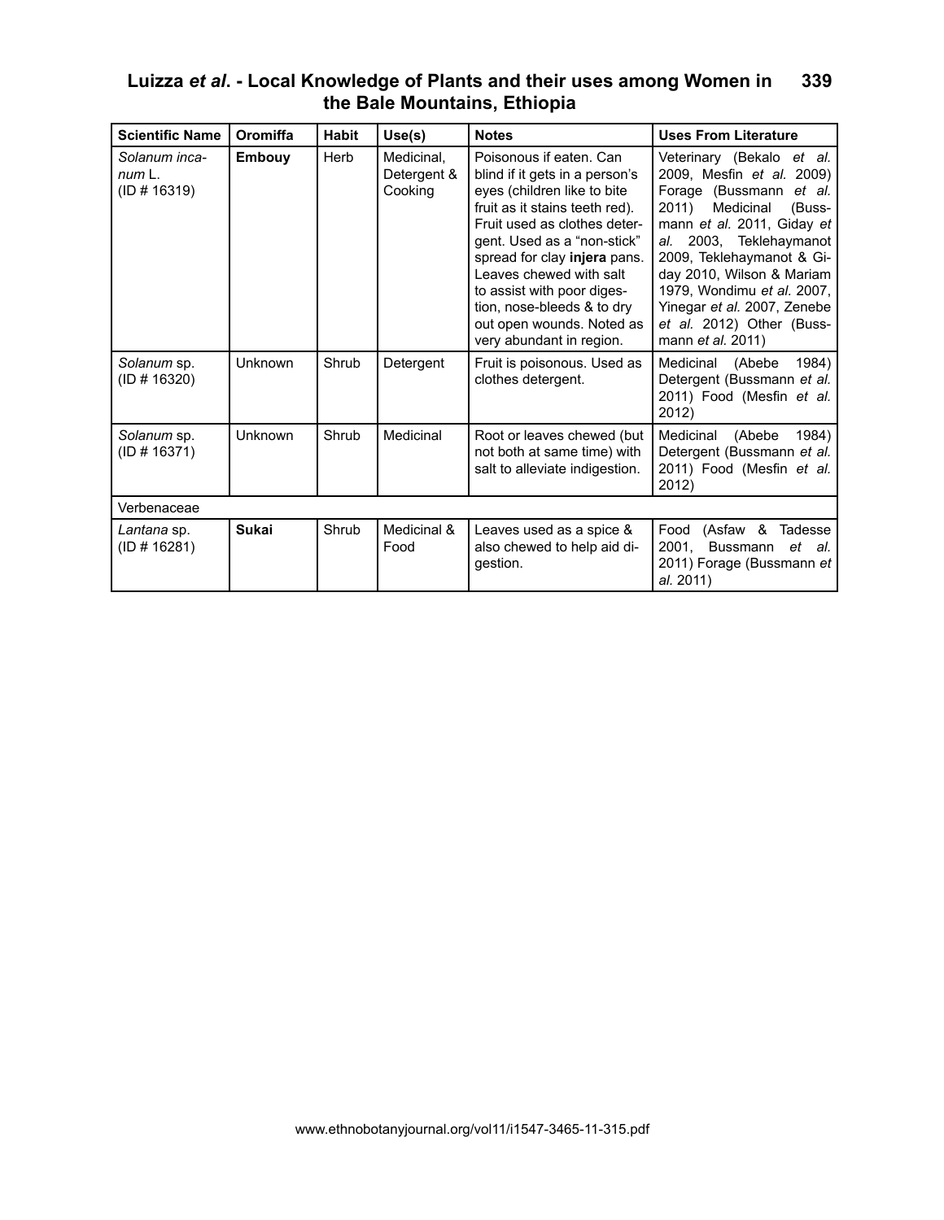| Scientific Name | Oromiffa | Habit | Use(s) | Notes | Uses From Literature |
|---|---|---|---|---|---|
| *Solanum incanum* L. (ID # 16319) | **Embouy** | Herb | Medicinal, Detergent & Cooking | Poisonous if eaten. Can blind if it gets in a person's eyes (children like to bite fruit as it stains teeth red). Fruit used as clothes detergent. Used as a "non-stick" spread for clay **injera** pans. Leaves chewed with salt to assist with poor digestion, nose-bleeds & to dry out open wounds. Noted as very abundant in region. | Veterinary (Bekalo *et al.* 2009, Mesfin *et al.* 2009) Forage (Bussmann *et al.* 2011) Medicinal (Bussmann *et al.* 2011, Giday *et al.* 2003, Teklehaymanot 2009, Teklehaymanot & Giday 2010, Wilson & Mariam 1979, Wondimu *et al.* 2007, Yinegar *et al.* 2007, Zenebe *et al.* 2012) Other (Bussmann *et al.* 2011) |
| *Solanum* sp. (ID # 16320) | Unknown | Shrub | Detergent | Fruit is poisonous. Used as clothes detergent. | Medicinal (Abebe 1984) Detergent (Bussmann *et al.* 2011) Food (Mesfin *et al.* 2012) |
| *Solanum* sp. (ID # 16371) | Unknown | Shrub | Medicinal | Root or leaves chewed (but not both at same time) with salt to alleviate indigestion. | Medicinal (Abebe 1984) Detergent (Bussmann *et al.* 2011) Food (Mesfin *et al.* 2012) |
| Verbenaceae | | | | | |
| *Lantana* sp. (ID # 16281) | **Sukai** | Shrub | Medicinal & Food | Leaves used as a spice & also chewed to help aid digestion. | Food (Asfaw & Tadesse 2001, Bussmann *et al.* 2011) Forage (Bussmann *et al.* 2011) |